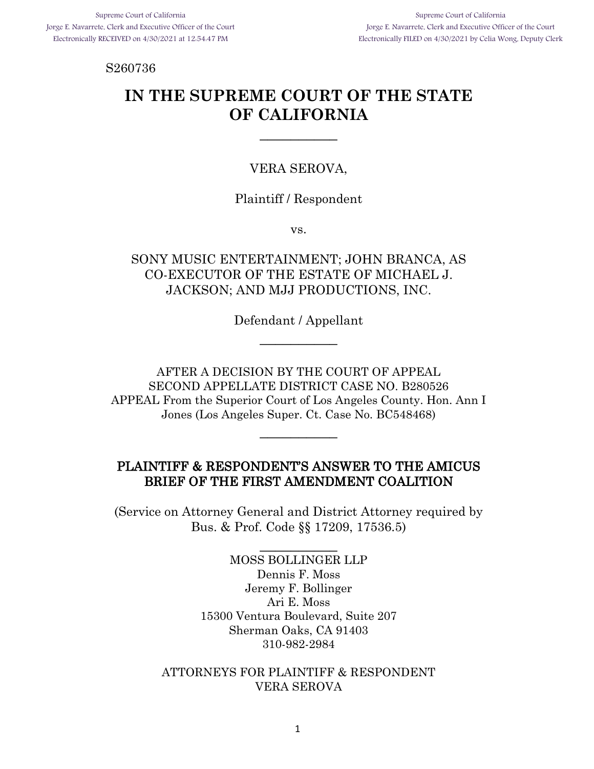Supreme Court of California
Jorge E. Navarrete, Clerk and Executive Officer of the Court
Electronically RECEIVED on 4/30/2021 at 12:54:47 PM

Supreme Court of California
Jorge E. Navarrete, Clerk and Executive Officer of the Court
Electronically FILED on 4/30/2021 by Celia Wong, Deputy Clerk

S260736

# IN THE SUPREME COURT OF THE STATE OF CALIFORNIA

---

VERA SEROVA,

Plaintiff / Respondent

vs.

SONY MUSIC ENTERTAINMENT; JOHN BRANCA, AS CO-EXECUTOR OF THE ESTATE OF MICHAEL J. JACKSON; AND MJJ PRODUCTIONS, INC.

Defendant / Appellant

---

AFTER A DECISION BY THE COURT OF APPEAL
SECOND APPELLATE DISTRICT CASE NO. B280526
APPEAL From the Superior Court of Los Angeles County. Hon. Ann I Jones (Los Angeles Super. Ct. Case No. BC548468)

---

## PLAINTIFF & RESPONDENT'S ANSWER TO THE AMICUS BRIEF OF THE FIRST AMENDMENT COALITION

(Service on Attorney General and District Attorney required by Bus. & Prof. Code §§ 17209, 17536.5)

---

MOSS BOLLINGER LLP
Dennis F. Moss
Jeremy F. Bollinger
Ari E. Moss
15300 Ventura Boulevard, Suite 207
Sherman Oaks, CA 91403
310-982-2984

ATTORNEYS FOR PLAINTIFF & RESPONDENT
VERA SEROVA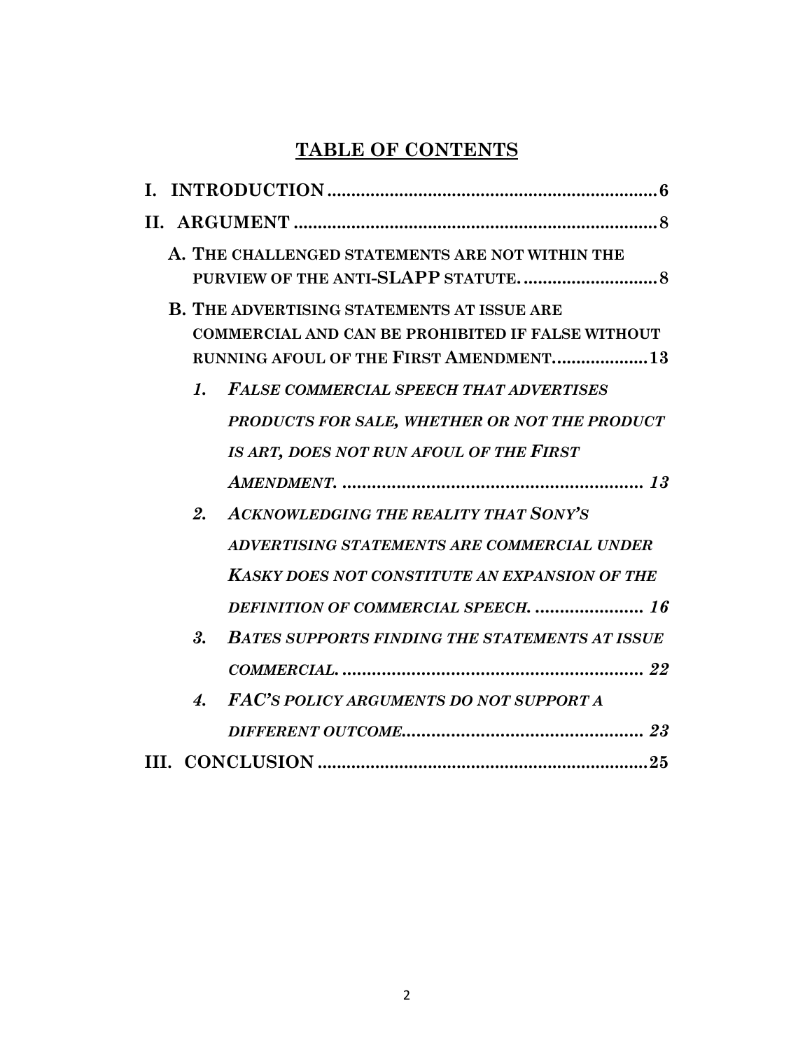# TABLE OF CONTENTS

**I. INTRODUCTION** .................................................................... **6**

**II. ARGUMENT** .......................................................................... **8**

**A. THE CHALLENGED STATEMENTS ARE NOT WITHIN THE PURVIEW OF THE ANTI-SLAPP STATUTE.** ........................... **8**

**B. THE ADVERTISING STATEMENTS AT ISSUE ARE COMMERCIAL AND CAN BE PROHIBITED IF FALSE WITHOUT RUNNING AFOUL OF THE FIRST AMENDMENT.** ................... **13**

***1. FALSE COMMERCIAL SPEECH THAT ADVERTISES PRODUCTS FOR SALE, WHETHER OR NOT THE PRODUCT IS ART, DOES NOT RUN AFOUL OF THE FIRST AMENDMENT.*** ............................................................ ***13***

***2. ACKNOWLEDGING THE REALITY THAT SONY'S ADVERTISING STATEMENTS ARE COMMERCIAL UNDER KASKY DOES NOT CONSTITUTE AN EXPANSION OF THE DEFINITION OF COMMERCIAL SPEECH.*** ...................... ***16***

***3. BATES SUPPORTS FINDING THE STATEMENTS AT ISSUE COMMERCIAL.*** ............................................................ ***22***

***4. FAC'S POLICY ARGUMENTS DO NOT SUPPORT A DIFFERENT OUTCOME.*** ................................................. ***23***

**III. CONCLUSION** .................................................................... **25**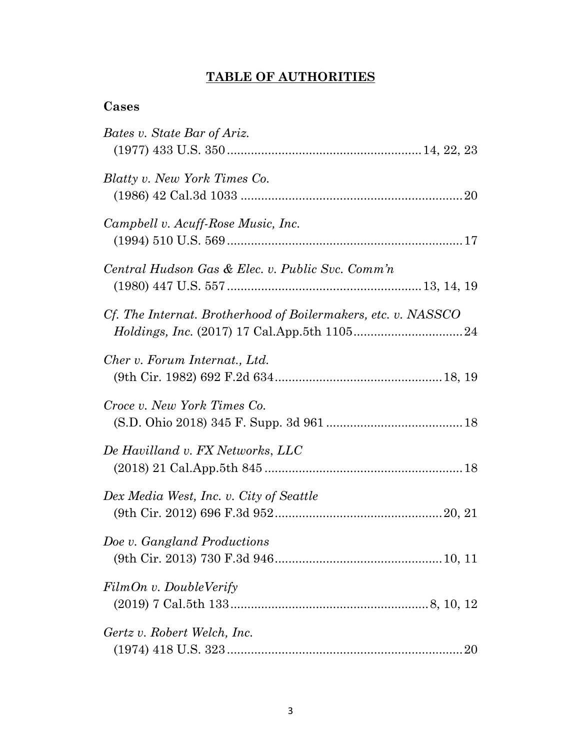# **TABLE OF AUTHORITIES**

## **Cases**

*Bates v. State Bar of Ariz.*
(1977) 433 U.S. 350 .......................................................... 14, 22, 23

*Blatty v. New York Times Co.*
(1986) 42 Cal.3d 1033 ........................................................................ 20

*Campbell v. Acuff-Rose Music, Inc.*
(1994) 510 U.S. 569 ........................................................................... 17

*Central Hudson Gas & Elec. v. Public Svc. Comm'n*
(1980) 447 U.S. 557 .......................................................... 13, 14, 19

*Cf. The Internat. Brotherhood of Boilermakers, etc. v. NASSCO Holdings, Inc.* (2017) 17 Cal.App.5th 1105 ................................. 24

*Cher v. Forum Internat., Ltd.*
(9th Cir. 1982) 692 F.2d 634 ........................................................ 18, 19

*Croce v. New York Times Co.*
(S.D. Ohio 2018) 345 F. Supp. 3d 961 ........................................... 18

*De Havilland v. FX Networks, LLC*
(2018) 21 Cal.App.5th 845 ............................................................... 18

*Dex Media West, Inc. v. City of Seattle*
(9th Cir. 2012) 696 F.3d 952 ........................................................ 20, 21

*Doe v. Gangland Productions*
(9th Cir. 2013) 730 F.3d 946 ........................................................ 10, 11

*FilmOn v. DoubleVerify*
(2019) 7 Cal.5th 133 ........................................................... 8, 10, 12

*Gertz v. Robert Welch, Inc.*
(1974) 418 U.S. 323 ........................................................................... 20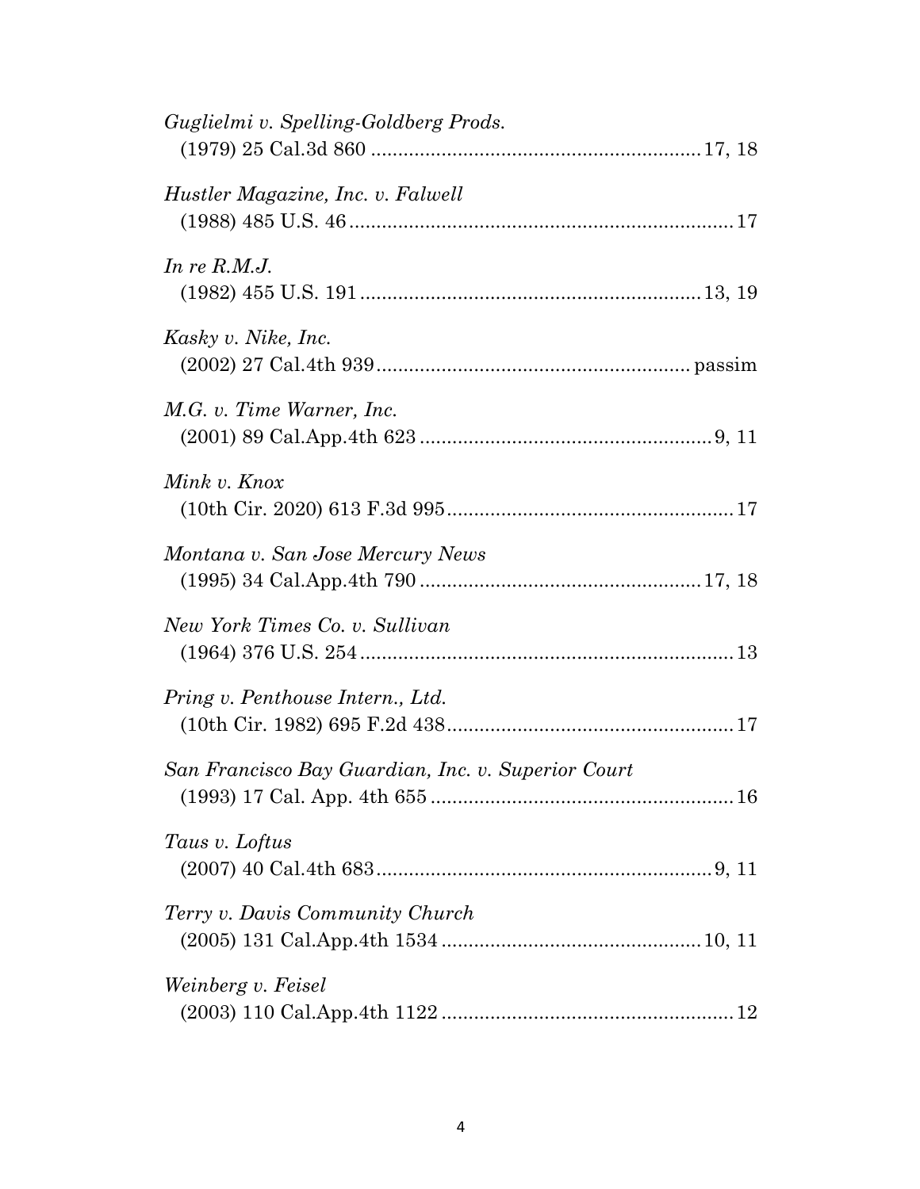*Guglielmi v. Spelling-Goldberg Prods.*
(1979) 25 Cal.3d 860 .............................................................17, 18

*Hustler Magazine, Inc. v. Falwell*
(1988) 485 U.S. 46 .......................................................................17

*In re R.M.J.*
(1982) 455 U.S. 191 ...............................................................13, 19

*Kasky v. Nike, Inc.*
(2002) 27 Cal.4th 939 ........................................................... passim

*M.G. v. Time Warner, Inc.*
(2001) 89 Cal.App.4th 623 .......................................................9, 11

*Mink v. Knox*
(10th Cir. 2020) 613 F.3d 995 .....................................................17

*Montana v. San Jose Mercury News*
(1995) 34 Cal.App.4th 790 .....................................................17, 18

*New York Times Co. v. Sullivan*
(1964) 376 U.S. 254 .....................................................................13

*Pring v. Penthouse Intern., Ltd.*
(10th Cir. 1982) 695 F.2d 438 .....................................................17

*San Francisco Bay Guardian, Inc. v. Superior Court*
(1993) 17 Cal. App. 4th 655 ........................................................16

*Taus v. Loftus*
(2007) 40 Cal.4th 683 ...............................................................9, 11

*Terry v. Davis Community Church*
(2005) 131 Cal.App.4th 1534 ................................................10, 11

*Weinberg v. Feisel*
(2003) 110 Cal.App.4th 1122 .......................................................12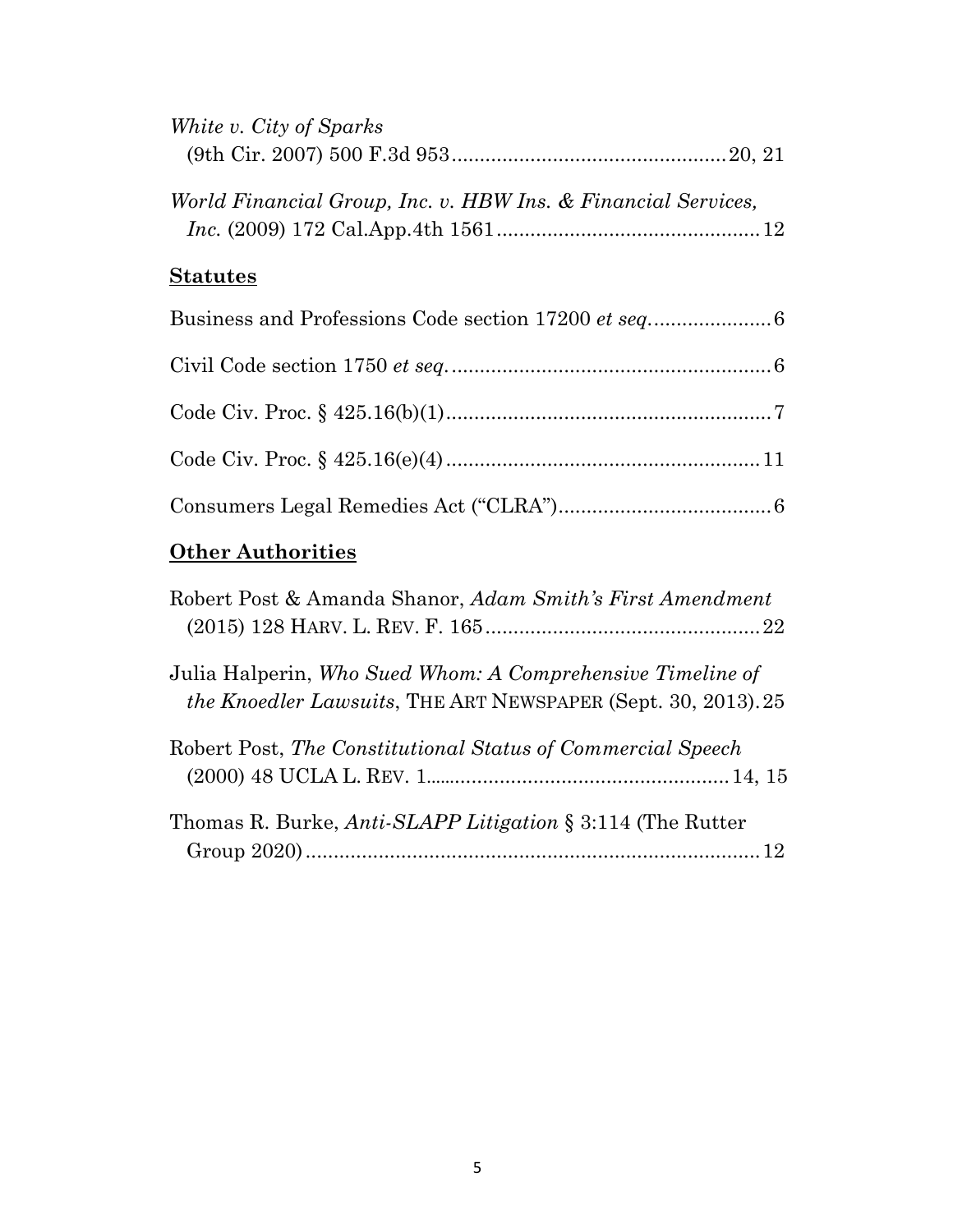*White v. City of Sparks*
(9th Cir. 2007) 500 F.3d 953................................................20, 21

*World Financial Group, Inc. v. HBW Ins. & Financial Services, Inc.* (2009) 172 Cal.App.4th 1561..............................................12

## **Statutes**

Business and Professions Code section 17200 *et seq*.....................6

Civil Code section 1750 *et seq*.........................................................6

Code Civ. Proc. § 425.16(b)(1)..........................................................7

Code Civ. Proc. § 425.16(e)(4).........................................................11

Consumers Legal Remedies Act ("CLRA")......................................6

## **Other Authorities**

Robert Post & Amanda Shanor, *Adam Smith's First Amendment* (2015) 128 HARV. L. REV. F. 165.................................................22

Julia Halperin, *Who Sued Whom: A Comprehensive Timeline of the Knoedler Lawsuits*, THE ART NEWSPAPER (Sept. 30, 2013). 25

Robert Post, *The Constitutional Status of Commercial Speech* (2000) 48 UCLA L. REV. 1......................................................14, 15

Thomas R. Burke, *Anti-SLAPP Litigation* § 3:114 (The Rutter Group 2020)................................................................................12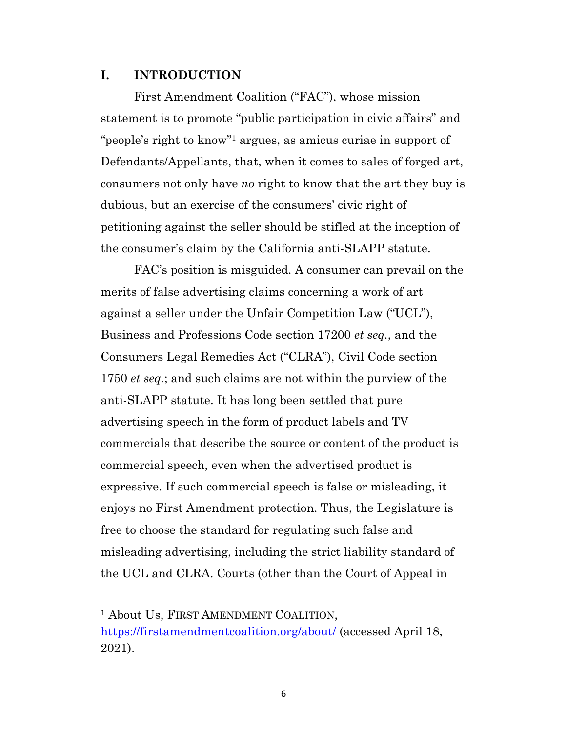## I. INTRODUCTION

First Amendment Coalition ("FAC"), whose mission statement is to promote "public participation in civic affairs" and "people's right to know"[1] argues, as amicus curiae in support of Defendants/Appellants, that, when it comes to sales of forged art, consumers not only have *no* right to know that the art they buy is dubious, but an exercise of the consumers' civic right of petitioning against the seller should be stifled at the inception of the consumer's claim by the California anti-SLAPP statute.

FAC's position is misguided. A consumer can prevail on the merits of false advertising claims concerning a work of art against a seller under the Unfair Competition Law ("UCL"), Business and Professions Code section 17200 *et seq.*, and the Consumers Legal Remedies Act ("CLRA"), Civil Code section 1750 *et seq.*; and such claims are not within the purview of the anti-SLAPP statute. It has long been settled that pure advertising speech in the form of product labels and TV commercials that describe the source or content of the product is commercial speech, even when the advertised product is expressive. If such commercial speech is false or misleading, it enjoys no First Amendment protection. Thus, the Legislature is free to choose the standard for regulating such false and misleading advertising, including the strict liability standard of the UCL and CLRA. Courts (other than the Court of Appeal in

---

[1] About Us, FIRST AMENDMENT COALITION, [https://firstamendmentcoalition.org/about/](https://firstamendmentcoalition.org/about/) (accessed April 18, 2021).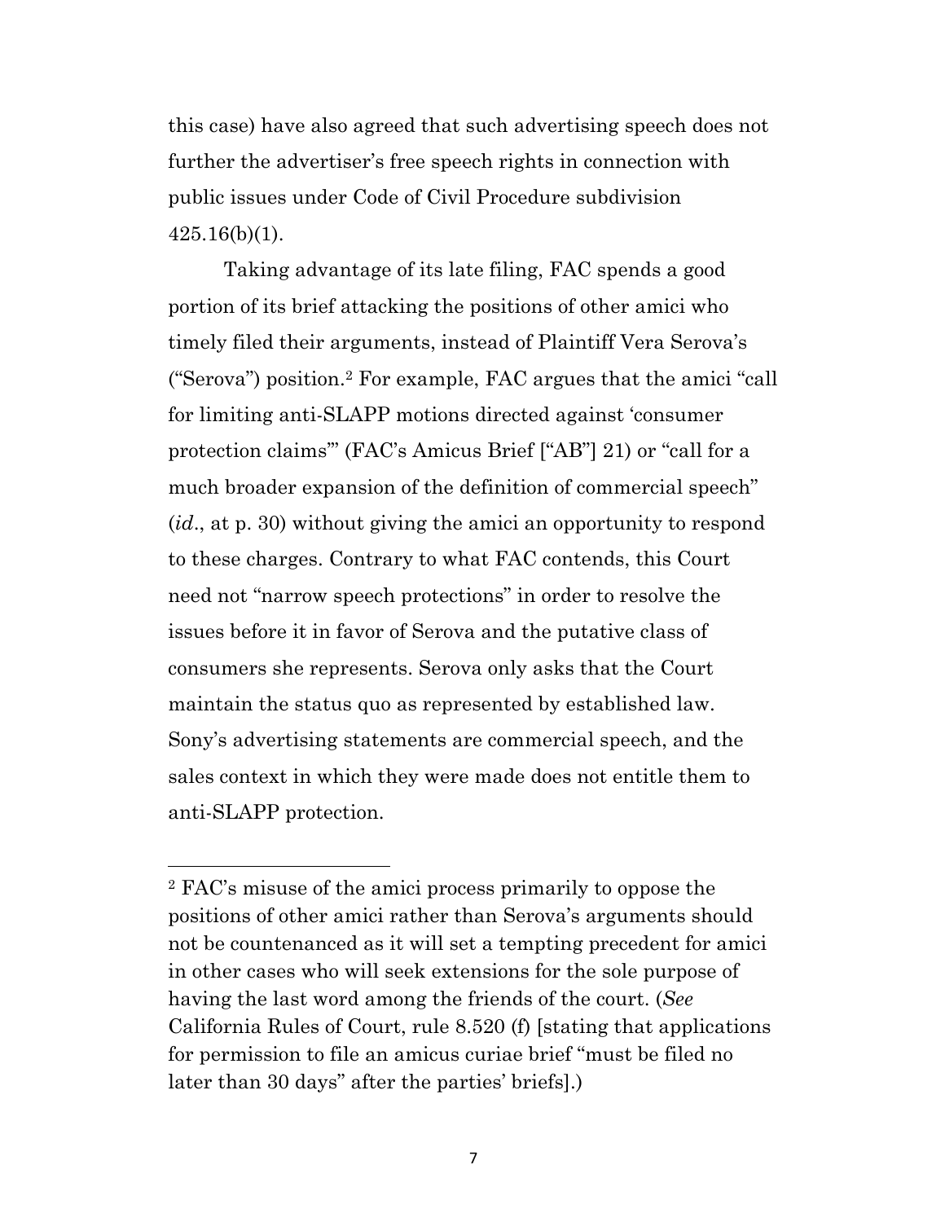this case) have also agreed that such advertising speech does not further the advertiser's free speech rights in connection with public issues under Code of Civil Procedure subdivision 425.16(b)(1).

Taking advantage of its late filing, FAC spends a good portion of its brief attacking the positions of other amici who timely filed their arguments, instead of Plaintiff Vera Serova's ("Serova") position.[2] For example, FAC argues that the amici "call for limiting anti-SLAPP motions directed against 'consumer protection claims'" (FAC's Amicus Brief ["AB"] 21) or "call for a much broader expansion of the definition of commercial speech" (*id*., at p. 30) without giving the amici an opportunity to respond to these charges. Contrary to what FAC contends, this Court need not "narrow speech protections" in order to resolve the issues before it in favor of Serova and the putative class of consumers she represents. Serova only asks that the Court maintain the status quo as represented by established law. Sony's advertising statements are commercial speech, and the sales context in which they were made does not entitle them to anti-SLAPP protection.

---

[2] FAC's misuse of the amici process primarily to oppose the positions of other amici rather than Serova's arguments should not be countenanced as it will set a tempting precedent for amici in other cases who will seek extensions for the sole purpose of having the last word among the friends of the court. (*See* California Rules of Court, rule 8.520 (f) [stating that applications for permission to file an amicus curiae brief "must be filed no later than 30 days" after the parties' briefs].)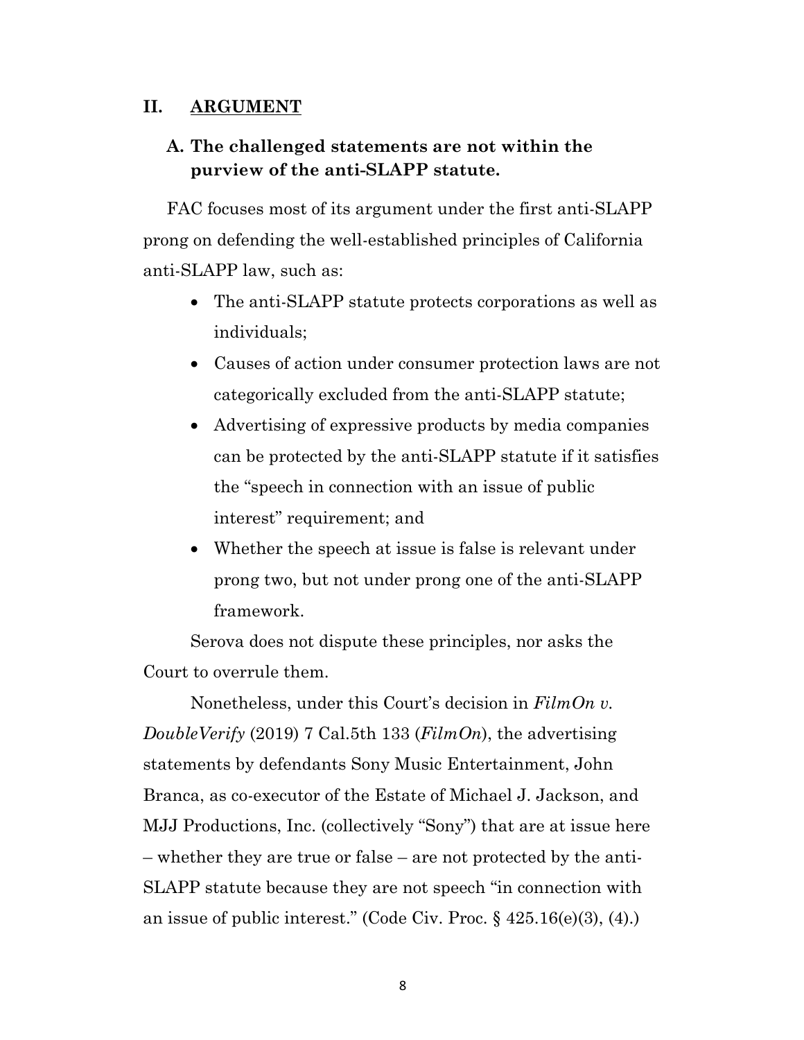## II. ARGUMENT

### A. The challenged statements are not within the purview of the anti-SLAPP statute.

FAC focuses most of its argument under the first anti-SLAPP prong on defending the well-established principles of California anti-SLAPP law, such as:

- The anti-SLAPP statute protects corporations as well as individuals;
- Causes of action under consumer protection laws are not categorically excluded from the anti-SLAPP statute;
- Advertising of expressive products by media companies can be protected by the anti-SLAPP statute if it satisfies the "speech in connection with an issue of public interest" requirement; and
- Whether the speech at issue is false is relevant under prong two, but not under prong one of the anti-SLAPP framework.

Serova does not dispute these principles, nor asks the Court to overrule them.

Nonetheless, under this Court's decision in *FilmOn v. DoubleVerify* (2019) 7 Cal.5th 133 (*FilmOn*), the advertising statements by defendants Sony Music Entertainment, John Branca, as co-executor of the Estate of Michael J. Jackson, and MJJ Productions, Inc. (collectively "Sony") that are at issue here – whether they are true or false – are not protected by the anti-SLAPP statute because they are not speech "in connection with an issue of public interest." (Code Civ. Proc. § 425.16(e)(3), (4).)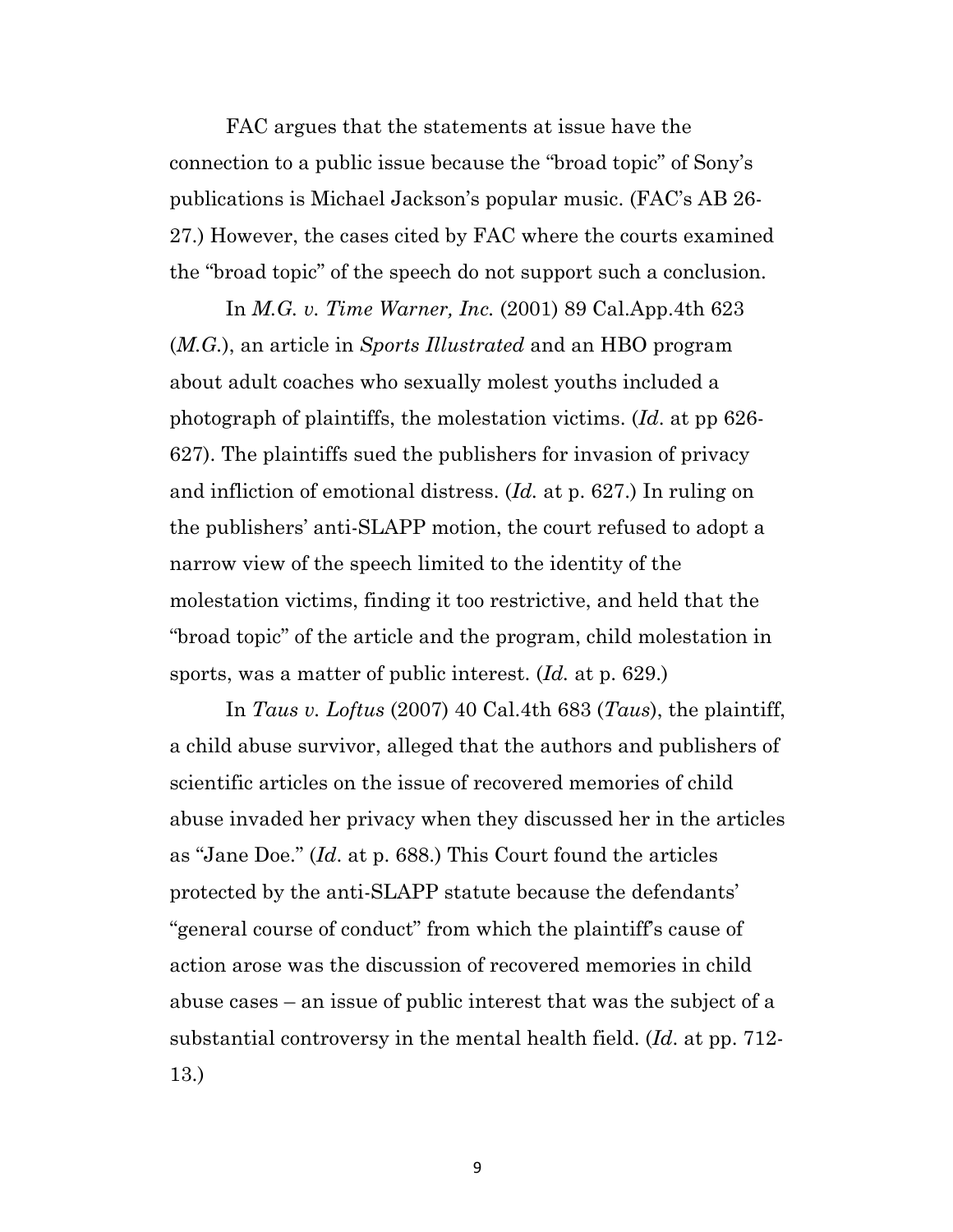FAC argues that the statements at issue have the connection to a public issue because the "broad topic" of Sony's publications is Michael Jackson's popular music. (FAC's AB 26-27.) However, the cases cited by FAC where the courts examined the "broad topic" of the speech do not support such a conclusion.

In *M.G. v. Time Warner, Inc.* (2001) 89 Cal.App.4th 623 (*M.G.*), an article in *Sports Illustrated* and an HBO program about adult coaches who sexually molest youths included a photograph of plaintiffs, the molestation victims. (*Id*. at pp 626-627). The plaintiffs sued the publishers for invasion of privacy and infliction of emotional distress. (*Id.* at p. 627.) In ruling on the publishers' anti-SLAPP motion, the court refused to adopt a narrow view of the speech limited to the identity of the molestation victims, finding it too restrictive, and held that the "broad topic" of the article and the program, child molestation in sports, was a matter of public interest. (*Id.* at p. 629.)

In *Taus v. Loftus* (2007) 40 Cal.4th 683 (*Taus*), the plaintiff, a child abuse survivor, alleged that the authors and publishers of scientific articles on the issue of recovered memories of child abuse invaded her privacy when they discussed her in the articles as "Jane Doe." (*Id*. at p. 688.) This Court found the articles protected by the anti-SLAPP statute because the defendants' "general course of conduct" from which the plaintiff's cause of action arose was the discussion of recovered memories in child abuse cases – an issue of public interest that was the subject of a substantial controversy in the mental health field. (*Id*. at pp. 712-13.)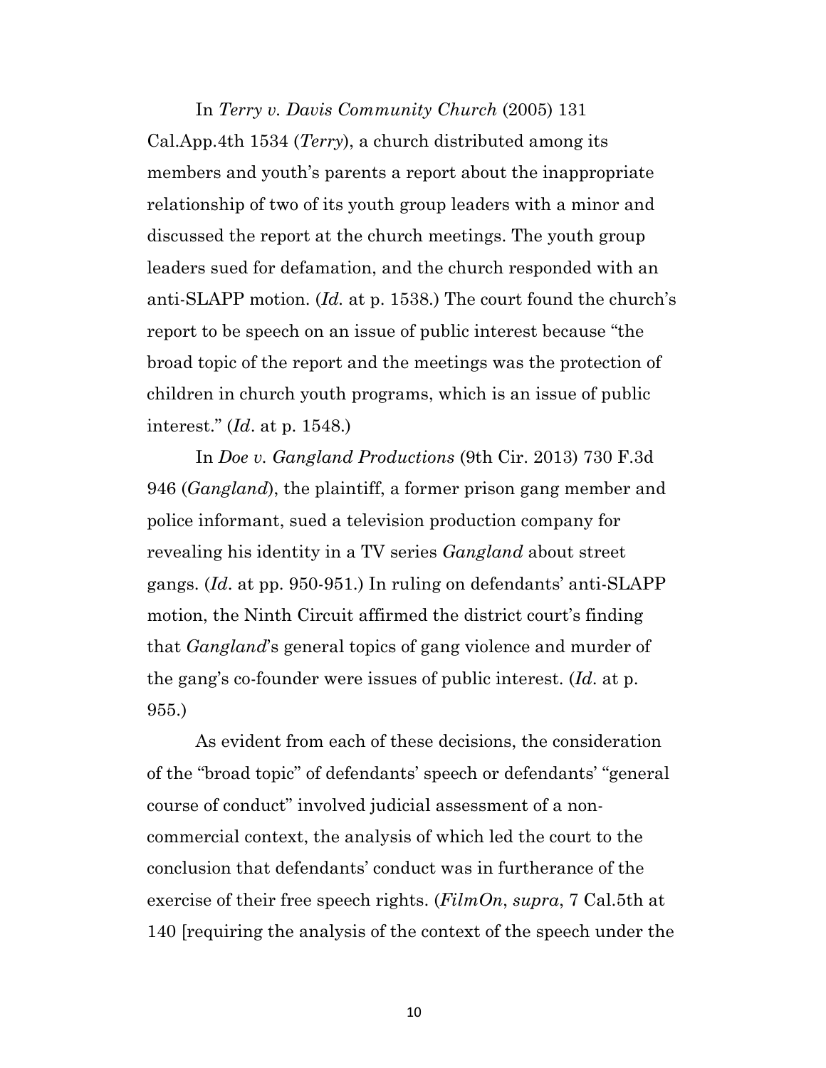In *Terry v. Davis Community Church* (2005) 131 Cal.App.4th 1534 (*Terry*), a church distributed among its members and youth's parents a report about the inappropriate relationship of two of its youth group leaders with a minor and discussed the report at the church meetings. The youth group leaders sued for defamation, and the church responded with an anti-SLAPP motion. (*Id.* at p. 1538.) The court found the church's report to be speech on an issue of public interest because "the broad topic of the report and the meetings was the protection of children in church youth programs, which is an issue of public interest." (*Id*. at p. 1548.)

In *Doe v. Gangland Productions* (9th Cir. 2013) 730 F.3d 946 (*Gangland*), the plaintiff, a former prison gang member and police informant, sued a television production company for revealing his identity in a TV series *Gangland* about street gangs. (*Id*. at pp. 950-951.) In ruling on defendants' anti-SLAPP motion, the Ninth Circuit affirmed the district court's finding that *Gangland*'s general topics of gang violence and murder of the gang's co-founder were issues of public interest. (*Id*. at p. 955.)

As evident from each of these decisions, the consideration of the "broad topic" of defendants' speech or defendants' "general course of conduct" involved judicial assessment of a non-commercial context, the analysis of which led the court to the conclusion that defendants' conduct was in furtherance of the exercise of their free speech rights. (*FilmOn*, *supra*, 7 Cal.5th at 140 [requiring the analysis of the context of the speech under the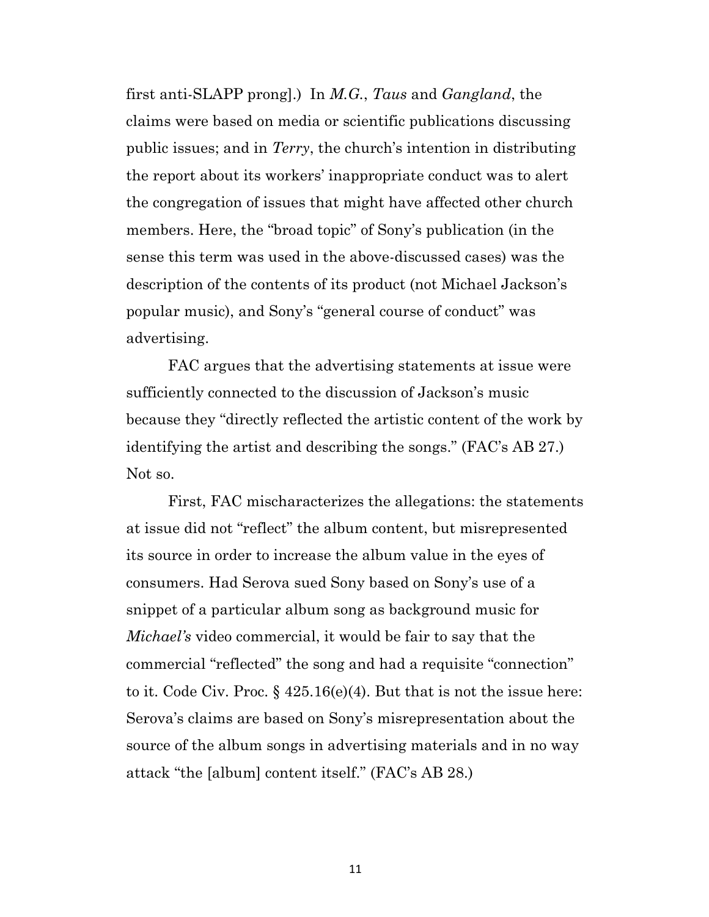first anti-SLAPP prong].) In *M.G.*, *Taus* and *Gangland*, the claims were based on media or scientific publications discussing public issues; and in *Terry*, the church's intention in distributing the report about its workers' inappropriate conduct was to alert the congregation of issues that might have affected other church members. Here, the "broad topic" of Sony's publication (in the sense this term was used in the above-discussed cases) was the description of the contents of its product (not Michael Jackson's popular music), and Sony's "general course of conduct" was advertising.

FAC argues that the advertising statements at issue were sufficiently connected to the discussion of Jackson's music because they "directly reflected the artistic content of the work by identifying the artist and describing the songs." (FAC's AB 27.) Not so.

First, FAC mischaracterizes the allegations: the statements at issue did not "reflect" the album content, but misrepresented its source in order to increase the album value in the eyes of consumers. Had Serova sued Sony based on Sony's use of a snippet of a particular album song as background music for *Michael's* video commercial, it would be fair to say that the commercial "reflected" the song and had a requisite "connection" to it. Code Civ. Proc. § 425.16(e)(4). But that is not the issue here: Serova's claims are based on Sony's misrepresentation about the source of the album songs in advertising materials and in no way attack "the [album] content itself." (FAC's AB 28.)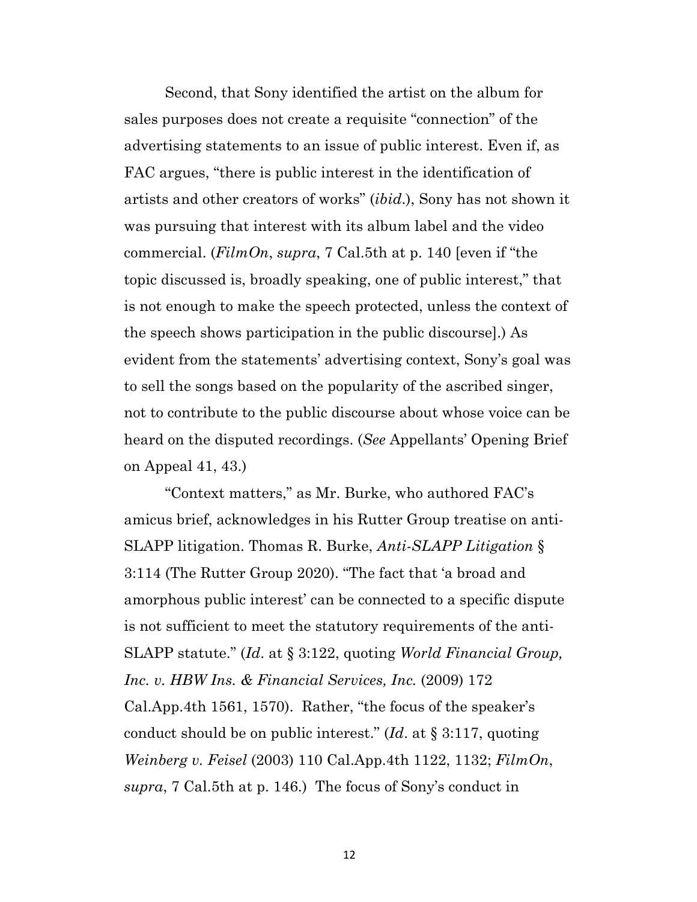Second, that Sony identified the artist on the album for sales purposes does not create a requisite "connection" of the advertising statements to an issue of public interest. Even if, as FAC argues, "there is public interest in the identification of artists and other creators of works" (*ibid*.), Sony has not shown it was pursuing that interest with its album label and the video commercial. (*FilmOn*, *supra*, 7 Cal.5th at p. 140 [even if "the topic discussed is, broadly speaking, one of public interest," that is not enough to make the speech protected, unless the context of the speech shows participation in the public discourse].) As evident from the statements' advertising context, Sony's goal was to sell the songs based on the popularity of the ascribed singer, not to contribute to the public discourse about whose voice can be heard on the disputed recordings. (*See* Appellants' Opening Brief on Appeal 41, 43.)

"Context matters," as Mr. Burke, who authored FAC's amicus brief, acknowledges in his Rutter Group treatise on anti-SLAPP litigation. Thomas R. Burke, *Anti-SLAPP Litigation* § 3:114 (The Rutter Group 2020). "The fact that 'a broad and amorphous public interest' can be connected to a specific dispute is not sufficient to meet the statutory requirements of the anti-SLAPP statute." (*Id*. at § 3:122, quoting *World Financial Group, Inc. v. HBW Ins. & Financial Services, Inc.* (2009) 172 Cal.App.4th 1561, 1570). Rather, "the focus of the speaker's conduct should be on public interest." (*Id*. at § 3:117, quoting *Weinberg v. Feisel* (2003) 110 Cal.App.4th 1122, 1132; *FilmOn*, *supra*, 7 Cal.5th at p. 146.) The focus of Sony's conduct in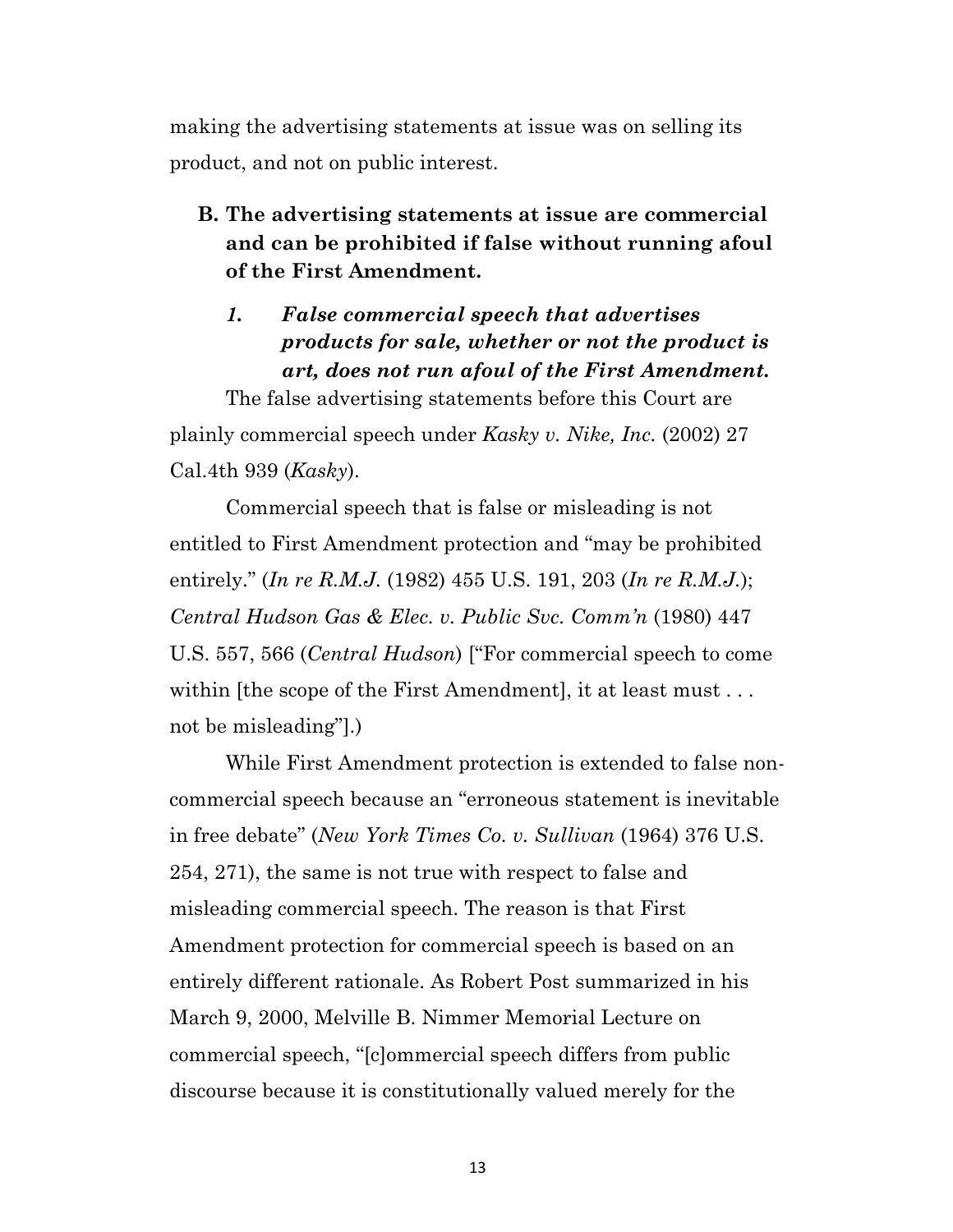making the advertising statements at issue was on selling its product, and not on public interest.

### B. The advertising statements at issue are commercial and can be prohibited if false without running afoul of the First Amendment.

#### *1. False commercial speech that advertises products for sale, whether or not the product is art, does not run afoul of the First Amendment.*

The false advertising statements before this Court are plainly commercial speech under *Kasky v. Nike, Inc.* (2002) 27 Cal.4th 939 (*Kasky*).

Commercial speech that is false or misleading is not entitled to First Amendment protection and "may be prohibited entirely." (*In re R.M.J.* (1982) 455 U.S. 191, 203 (*In re R.M.J.*); *Central Hudson Gas & Elec. v. Public Svc. Comm'n* (1980) 447 U.S. 557, 566 (*Central Hudson*) ["For commercial speech to come within [the scope of the First Amendment], it at least must . . . not be misleading"].)

While First Amendment protection is extended to false non-commercial speech because an "erroneous statement is inevitable in free debate" (*New York Times Co. v. Sullivan* (1964) 376 U.S. 254, 271), the same is not true with respect to false and misleading commercial speech. The reason is that First Amendment protection for commercial speech is based on an entirely different rationale. As Robert Post summarized in his March 9, 2000, Melville B. Nimmer Memorial Lecture on commercial speech, "[c]ommercial speech differs from public discourse because it is constitutionally valued merely for the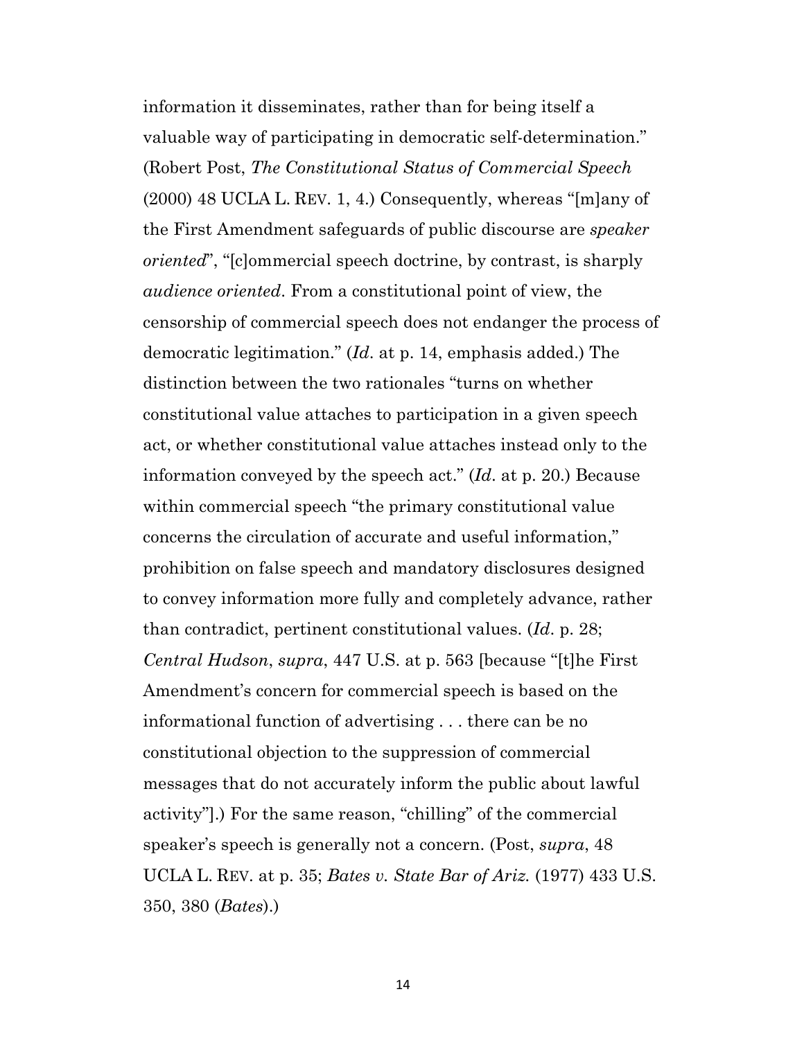information it disseminates, rather than for being itself a valuable way of participating in democratic self-determination." (Robert Post, *The Constitutional Status of Commercial Speech* (2000) 48 UCLA L. REV. 1, 4.) Consequently, whereas "[m]any of the First Amendment safeguards of public discourse are *speaker oriented*", "[c]ommercial speech doctrine, by contrast, is sharply *audience oriented*. From a constitutional point of view, the censorship of commercial speech does not endanger the process of democratic legitimation." (*Id*. at p. 14, emphasis added.) The distinction between the two rationales "turns on whether constitutional value attaches to participation in a given speech act, or whether constitutional value attaches instead only to the information conveyed by the speech act." (*Id*. at p. 20.) Because within commercial speech "the primary constitutional value concerns the circulation of accurate and useful information," prohibition on false speech and mandatory disclosures designed to convey information more fully and completely advance, rather than contradict, pertinent constitutional values. (*Id*. p. 28; *Central Hudson*, *supra*, 447 U.S. at p. 563 [because "[t]he First Amendment's concern for commercial speech is based on the informational function of advertising . . . there can be no constitutional objection to the suppression of commercial messages that do not accurately inform the public about lawful activity"].) For the same reason, "chilling" of the commercial speaker's speech is generally not a concern. (Post, *supra*, 48 UCLA L. REV. at p. 35; *Bates v. State Bar of Ariz.* (1977) 433 U.S. 350, 380 (*Bates*).)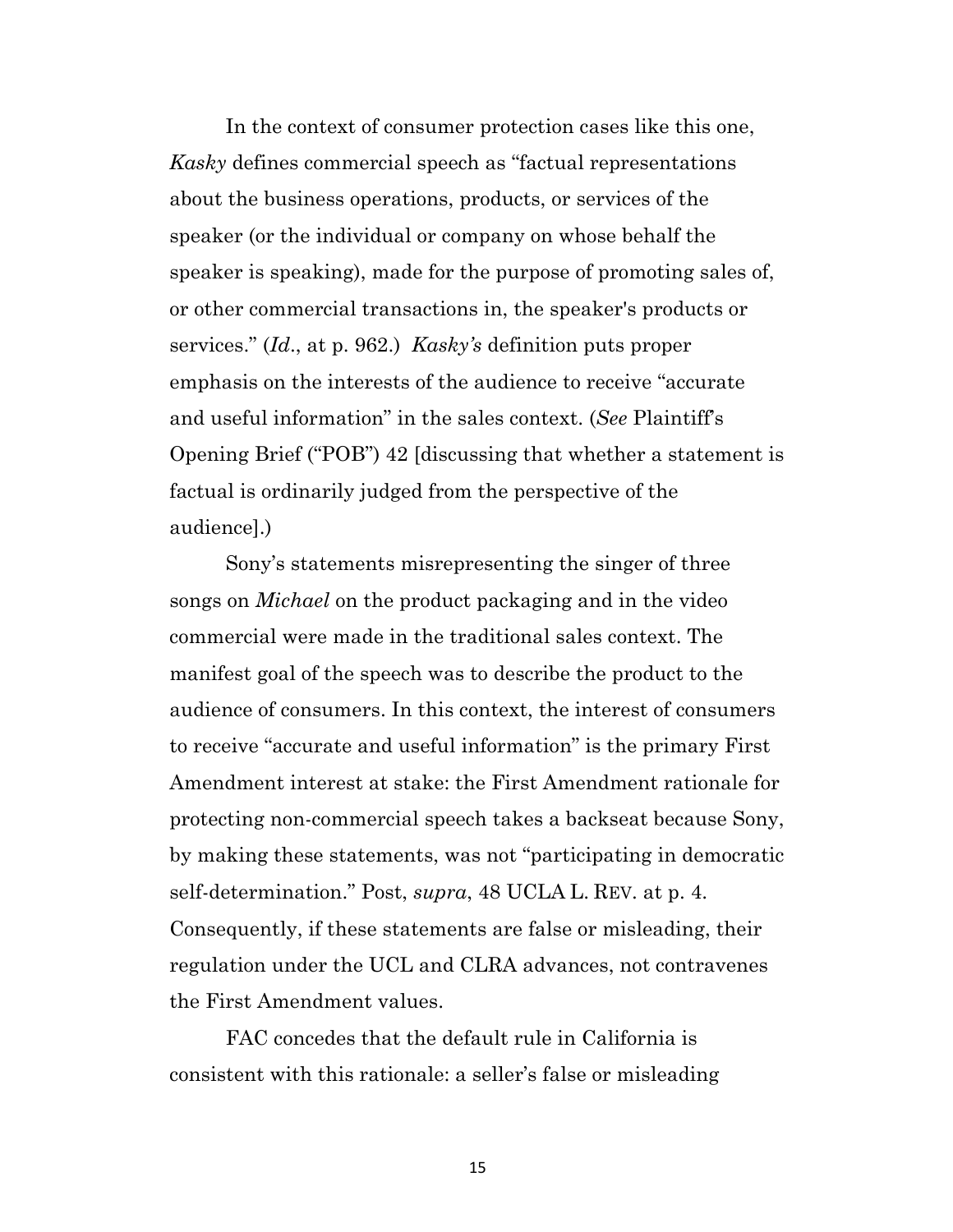In the context of consumer protection cases like this one, *Kasky* defines commercial speech as "factual representations about the business operations, products, or services of the speaker (or the individual or company on whose behalf the speaker is speaking), made for the purpose of promoting sales of, or other commercial transactions in, the speaker's products or services." (*Id*., at p. 962.) *Kasky's* definition puts proper emphasis on the interests of the audience to receive "accurate and useful information" in the sales context. (*See* Plaintiff's Opening Brief ("POB") 42 [discussing that whether a statement is factual is ordinarily judged from the perspective of the audience].)

Sony's statements misrepresenting the singer of three songs on *Michael* on the product packaging and in the video commercial were made in the traditional sales context. The manifest goal of the speech was to describe the product to the audience of consumers. In this context, the interest of consumers to receive "accurate and useful information" is the primary First Amendment interest at stake: the First Amendment rationale for protecting non-commercial speech takes a backseat because Sony, by making these statements, was not "participating in democratic self-determination." Post, *supra*, 48 UCLA L. REV. at p. 4. Consequently, if these statements are false or misleading, their regulation under the UCL and CLRA advances, not contravenes the First Amendment values.

FAC concedes that the default rule in California is consistent with this rationale: a seller's false or misleading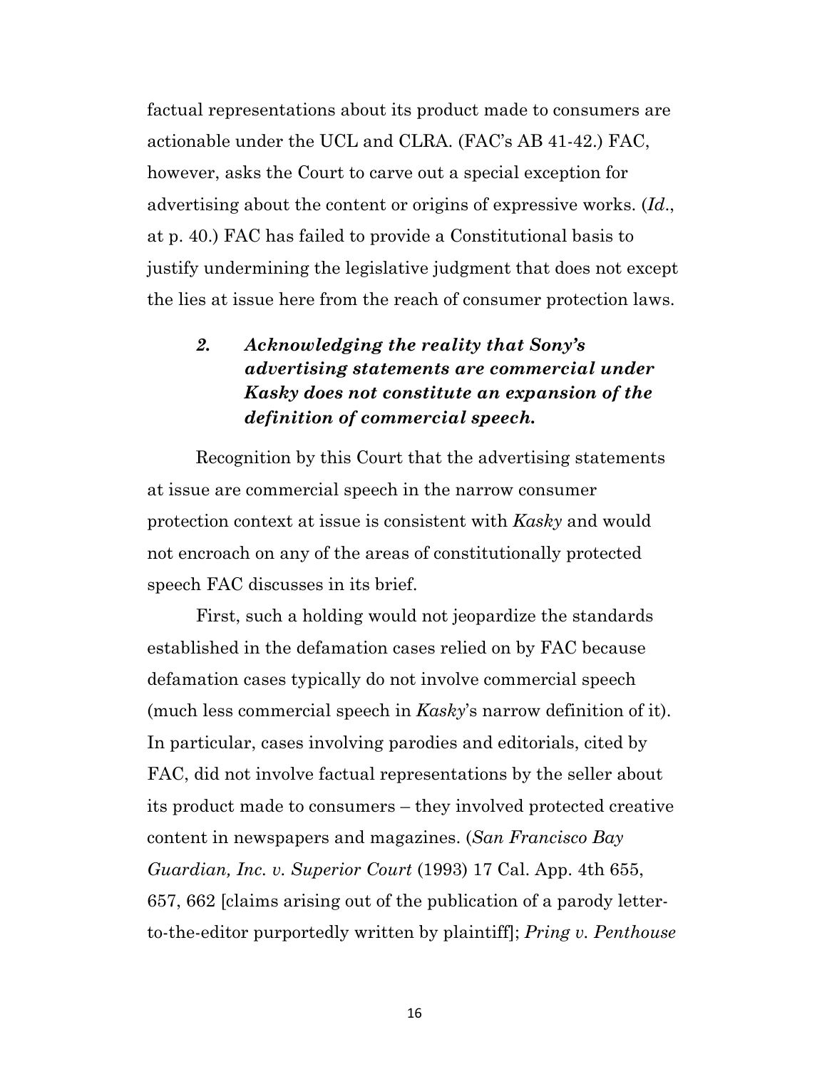factual representations about its product made to consumers are actionable under the UCL and CLRA. (FAC's AB 41-42.) FAC, however, asks the Court to carve out a special exception for advertising about the content or origins of expressive works. (*Id*., at p. 40.) FAC has failed to provide a Constitutional basis to justify undermining the legislative judgment that does not except the lies at issue here from the reach of consumer protection laws.

### *2. Acknowledging the reality that Sony's advertising statements are commercial under Kasky does not constitute an expansion of the definition of commercial speech.*

Recognition by this Court that the advertising statements at issue are commercial speech in the narrow consumer protection context at issue is consistent with *Kasky* and would not encroach on any of the areas of constitutionally protected speech FAC discusses in its brief.

First, such a holding would not jeopardize the standards established in the defamation cases relied on by FAC because defamation cases typically do not involve commercial speech (much less commercial speech in *Kasky*'s narrow definition of it). In particular, cases involving parodies and editorials, cited by FAC, did not involve factual representations by the seller about its product made to consumers – they involved protected creative content in newspapers and magazines. (*San Francisco Bay Guardian, Inc. v. Superior Court* (1993) 17 Cal. App. 4th 655, 657, 662 [claims arising out of the publication of a parody letter-to-the-editor purportedly written by plaintiff]; *Pring v. Penthouse*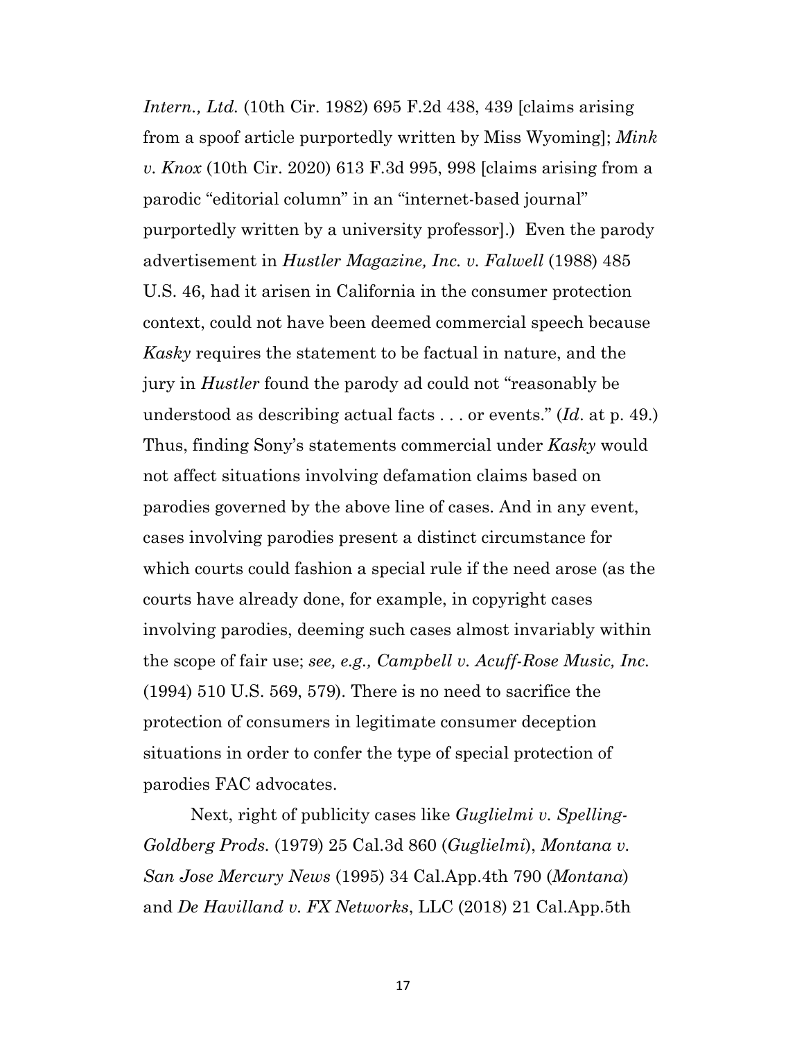*Intern., Ltd.* (10th Cir. 1982) 695 F.2d 438, 439 [claims arising from a spoof article purportedly written by Miss Wyoming]; *Mink v. Knox* (10th Cir. 2020) 613 F.3d 995, 998 [claims arising from a parodic "editorial column" in an "internet-based journal" purportedly written by a university professor].) Even the parody advertisement in *Hustler Magazine, Inc. v. Falwell* (1988) 485 U.S. 46, had it arisen in California in the consumer protection context, could not have been deemed commercial speech because *Kasky* requires the statement to be factual in nature, and the jury in *Hustler* found the parody ad could not "reasonably be understood as describing actual facts . . . or events." (*Id*. at p. 49.) Thus, finding Sony's statements commercial under *Kasky* would not affect situations involving defamation claims based on parodies governed by the above line of cases. And in any event, cases involving parodies present a distinct circumstance for which courts could fashion a special rule if the need arose (as the courts have already done, for example, in copyright cases involving parodies, deeming such cases almost invariably within the scope of fair use; *see, e.g., Campbell v. Acuff-Rose Music, Inc.* (1994) 510 U.S. 569, 579). There is no need to sacrifice the protection of consumers in legitimate consumer deception situations in order to confer the type of special protection of parodies FAC advocates.

Next, right of publicity cases like *Guglielmi v. Spelling-Goldberg Prods.* (1979) 25 Cal.3d 860 (*Guglielmi*), *Montana v. San Jose Mercury News* (1995) 34 Cal.App.4th 790 (*Montana*) and *De Havilland v. FX Networks*, LLC (2018) 21 Cal.App.5th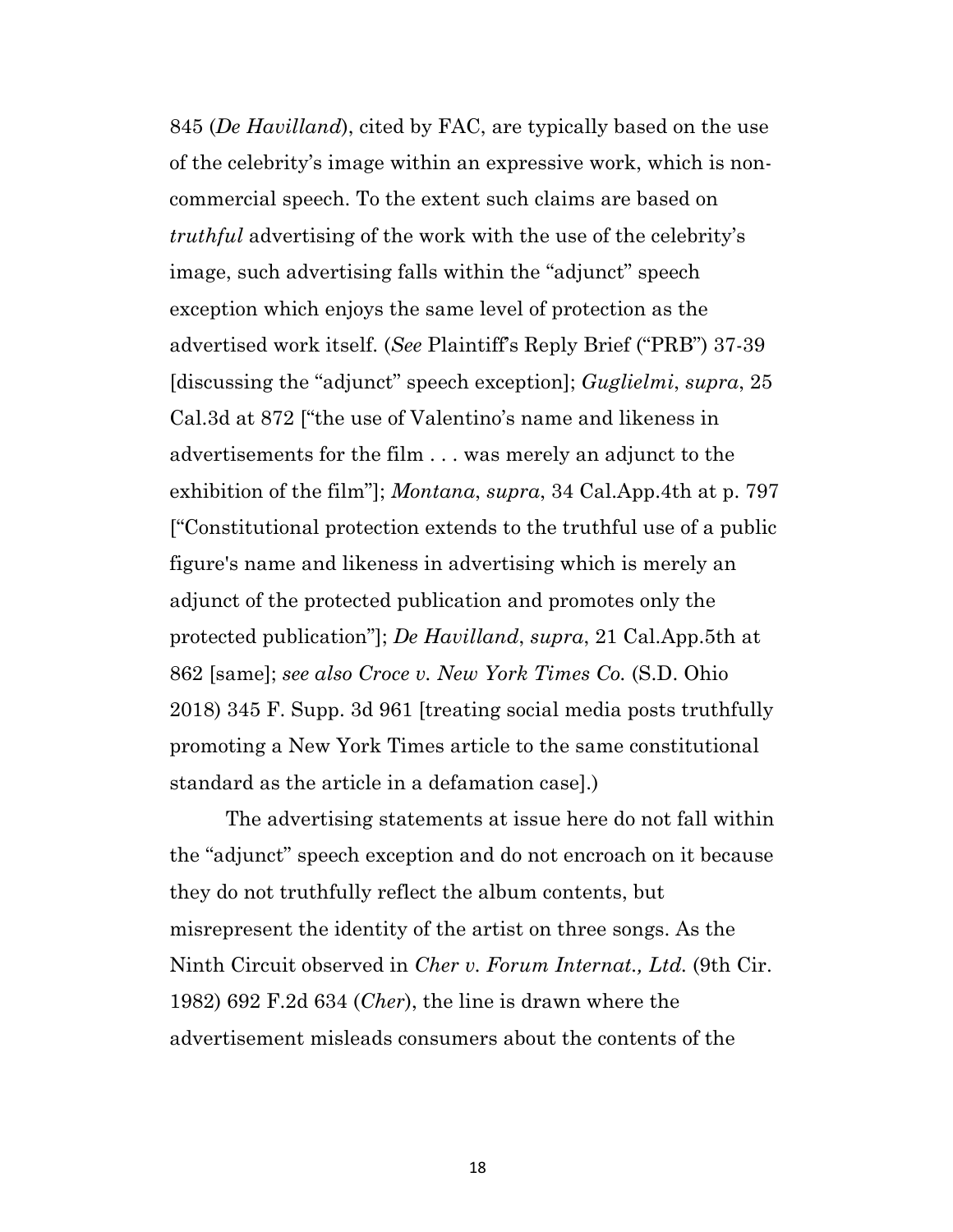845 (*De Havilland*), cited by FAC, are typically based on the use of the celebrity's image within an expressive work, which is non-commercial speech. To the extent such claims are based on *truthful* advertising of the work with the use of the celebrity's image, such advertising falls within the "adjunct" speech exception which enjoys the same level of protection as the advertised work itself. (*See* Plaintiff's Reply Brief ("PRB") 37-39 [discussing the "adjunct" speech exception]; *Guglielmi*, *supra*, 25 Cal.3d at 872 ["the use of Valentino's name and likeness in advertisements for the film . . . was merely an adjunct to the exhibition of the film"]; *Montana*, *supra*, 34 Cal.App.4th at p. 797 ["Constitutional protection extends to the truthful use of a public figure's name and likeness in advertising which is merely an adjunct of the protected publication and promotes only the protected publication"]; *De Havilland*, *supra*, 21 Cal.App.5th at 862 [same]; *see also Croce v. New York Times Co.* (S.D. Ohio 2018) 345 F. Supp. 3d 961 [treating social media posts truthfully promoting a New York Times article to the same constitutional standard as the article in a defamation case].)

The advertising statements at issue here do not fall within the "adjunct" speech exception and do not encroach on it because they do not truthfully reflect the album contents, but misrepresent the identity of the artist on three songs. As the Ninth Circuit observed in *Cher v. Forum Internat., Ltd.* (9th Cir. 1982) 692 F.2d 634 (*Cher*), the line is drawn where the advertisement misleads consumers about the contents of the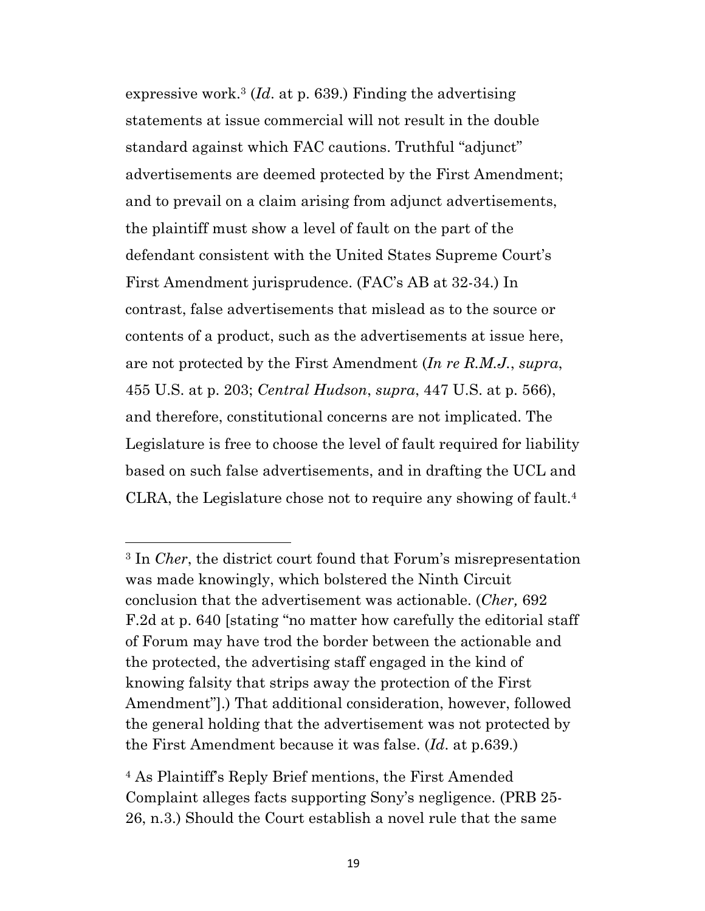expressive work.[3] (*Id*. at p. 639.) Finding the advertising statements at issue commercial will not result in the double standard against which FAC cautions. Truthful "adjunct" advertisements are deemed protected by the First Amendment; and to prevail on a claim arising from adjunct advertisements, the plaintiff must show a level of fault on the part of the defendant consistent with the United States Supreme Court's First Amendment jurisprudence. (FAC's AB at 32-34.) In contrast, false advertisements that mislead as to the source or contents of a product, such as the advertisements at issue here, are not protected by the First Amendment (*In re R.M.J.*, *supra*, 455 U.S. at p. 203; *Central Hudson*, *supra*, 447 U.S. at p. 566), and therefore, constitutional concerns are not implicated. The Legislature is free to choose the level of fault required for liability based on such false advertisements, and in drafting the UCL and CLRA, the Legislature chose not to require any showing of fault.[4]

---

[3] In *Cher*, the district court found that Forum's misrepresentation was made knowingly, which bolstered the Ninth Circuit conclusion that the advertisement was actionable. (*Cher,* 692 F.2d at p. 640 [stating "no matter how carefully the editorial staff of Forum may have trod the border between the actionable and the protected, the advertising staff engaged in the kind of knowing falsity that strips away the protection of the First Amendment"].) That additional consideration, however, followed the general holding that the advertisement was not protected by the First Amendment because it was false. (*Id*. at p.639.)

[4] As Plaintiff's Reply Brief mentions, the First Amended Complaint alleges facts supporting Sony's negligence. (PRB 25-26, n.3.) Should the Court establish a novel rule that the same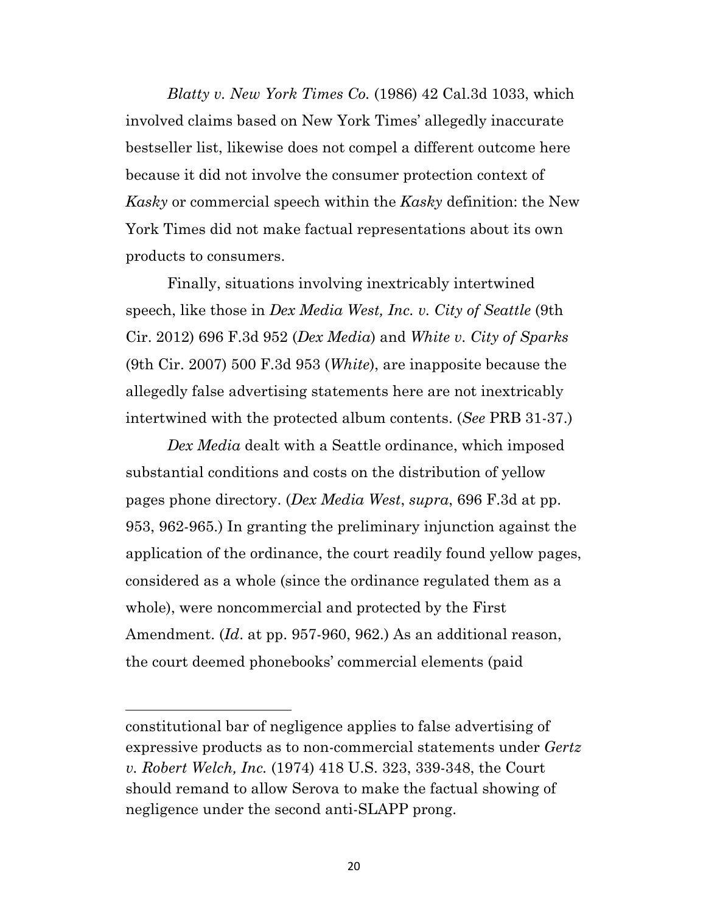*Blatty v. New York Times Co.* (1986) 42 Cal.3d 1033, which involved claims based on New York Times' allegedly inaccurate bestseller list, likewise does not compel a different outcome here because it did not involve the consumer protection context of *Kasky* or commercial speech within the *Kasky* definition: the New York Times did not make factual representations about its own products to consumers.

Finally, situations involving inextricably intertwined speech, like those in *Dex Media West, Inc. v. City of Seattle* (9th Cir. 2012) 696 F.3d 952 (*Dex Media*) and *White v. City of Sparks* (9th Cir. 2007) 500 F.3d 953 (*White*), are inapposite because the allegedly false advertising statements here are not inextricably intertwined with the protected album contents. (*See* PRB 31-37.)

*Dex Media* dealt with a Seattle ordinance, which imposed substantial conditions and costs on the distribution of yellow pages phone directory. (*Dex Media West*, *supra*, 696 F.3d at pp. 953, 962-965.) In granting the preliminary injunction against the application of the ordinance, the court readily found yellow pages, considered as a whole (since the ordinance regulated them as a whole), were noncommercial and protected by the First Amendment. (*Id*. at pp. 957-960, 962.) As an additional reason, the court deemed phonebooks' commercial elements (paid

---

constitutional bar of negligence applies to false advertising of expressive products as to non-commercial statements under *Gertz v. Robert Welch, Inc.* (1974) 418 U.S. 323, 339-348, the Court should remand to allow Serova to make the factual showing of negligence under the second anti-SLAPP prong.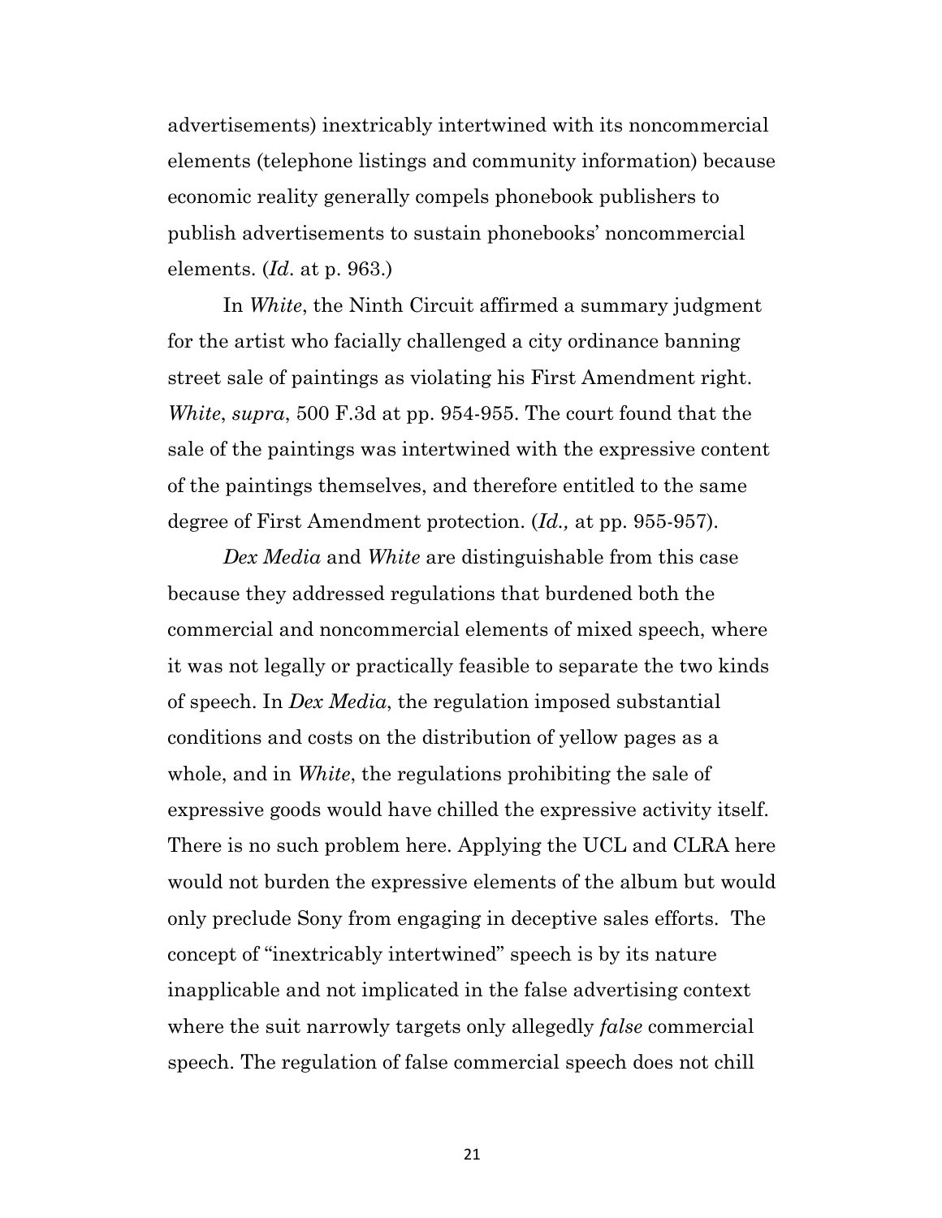advertisements) inextricably intertwined with its noncommercial elements (telephone listings and community information) because economic reality generally compels phonebook publishers to publish advertisements to sustain phonebooks' noncommercial elements. (*Id*. at p. 963.)

In *White*, the Ninth Circuit affirmed a summary judgment for the artist who facially challenged a city ordinance banning street sale of paintings as violating his First Amendment right. *White*, *supra*, 500 F.3d at pp. 954-955. The court found that the sale of the paintings was intertwined with the expressive content of the paintings themselves, and therefore entitled to the same degree of First Amendment protection. (*Id.,* at pp. 955-957).

*Dex Media* and *White* are distinguishable from this case because they addressed regulations that burdened both the commercial and noncommercial elements of mixed speech, where it was not legally or practically feasible to separate the two kinds of speech. In *Dex Media*, the regulation imposed substantial conditions and costs on the distribution of yellow pages as a whole, and in *White*, the regulations prohibiting the sale of expressive goods would have chilled the expressive activity itself. There is no such problem here. Applying the UCL and CLRA here would not burden the expressive elements of the album but would only preclude Sony from engaging in deceptive sales efforts. The concept of "inextricably intertwined" speech is by its nature inapplicable and not implicated in the false advertising context where the suit narrowly targets only allegedly *false* commercial speech. The regulation of false commercial speech does not chill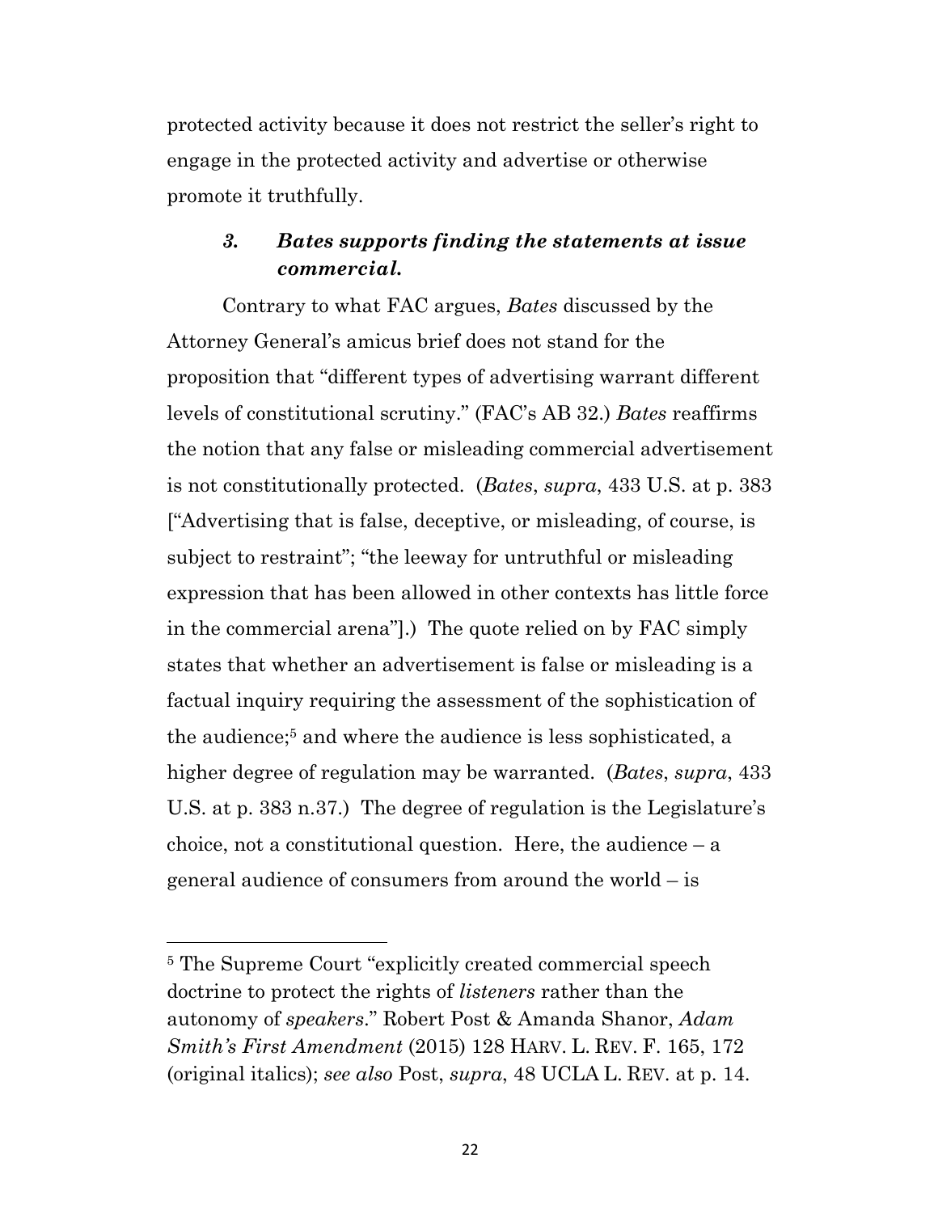protected activity because it does not restrict the seller's right to engage in the protected activity and advertise or otherwise promote it truthfully.

### *3. Bates supports finding the statements at issue commercial.*

Contrary to what FAC argues, *Bates* discussed by the Attorney General's amicus brief does not stand for the proposition that "different types of advertising warrant different levels of constitutional scrutiny." (FAC's AB 32.) *Bates* reaffirms the notion that any false or misleading commercial advertisement is not constitutionally protected. (*Bates*, *supra*, 433 U.S. at p. 383 ["Advertising that is false, deceptive, or misleading, of course, is subject to restraint"; "the leeway for untruthful or misleading expression that has been allowed in other contexts has little force in the commercial arena"].) The quote relied on by FAC simply states that whether an advertisement is false or misleading is a factual inquiry requiring the assessment of the sophistication of the audience;[5] and where the audience is less sophisticated, a higher degree of regulation may be warranted. (*Bates*, *supra*, 433 U.S. at p. 383 n.37.) The degree of regulation is the Legislature's choice, not a constitutional question. Here, the audience – a general audience of consumers from around the world – is

---

[5] The Supreme Court "explicitly created commercial speech doctrine to protect the rights of *listeners* rather than the autonomy of *speakers*." Robert Post & Amanda Shanor, *Adam Smith's First Amendment* (2015) 128 HARV. L. REV. F. 165, 172 (original italics); *see also* Post, *supra*, 48 UCLA L. REV. at p. 14.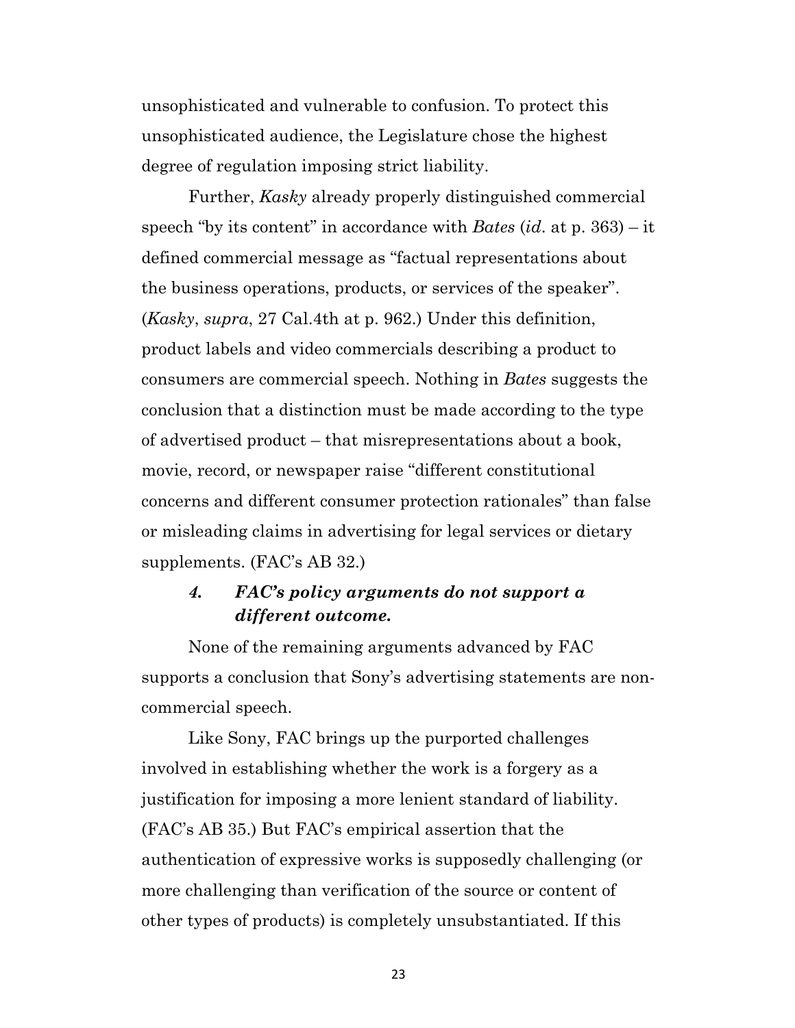unsophisticated and vulnerable to confusion. To protect this unsophisticated audience, the Legislature chose the highest degree of regulation imposing strict liability.

Further, *Kasky* already properly distinguished commercial speech "by its content" in accordance with *Bates* (*id*. at p. 363) – it defined commercial message as "factual representations about the business operations, products, or services of the speaker". (*Kasky*, *supra*, 27 Cal.4th at p. 962.) Under this definition, product labels and video commercials describing a product to consumers are commercial speech. Nothing in *Bates* suggests the conclusion that a distinction must be made according to the type of advertised product – that misrepresentations about a book, movie, record, or newspaper raise "different constitutional concerns and different consumer protection rationales" than false or misleading claims in advertising for legal services or dietary supplements. (FAC's AB 32.)

#### *4. FAC's policy arguments do not support a different outcome.*

None of the remaining arguments advanced by FAC supports a conclusion that Sony's advertising statements are non-commercial speech.

Like Sony, FAC brings up the purported challenges involved in establishing whether the work is a forgery as a justification for imposing a more lenient standard of liability. (FAC's AB 35.) But FAC's empirical assertion that the authentication of expressive works is supposedly challenging (or more challenging than verification of the source or content of other types of products) is completely unsubstantiated. If this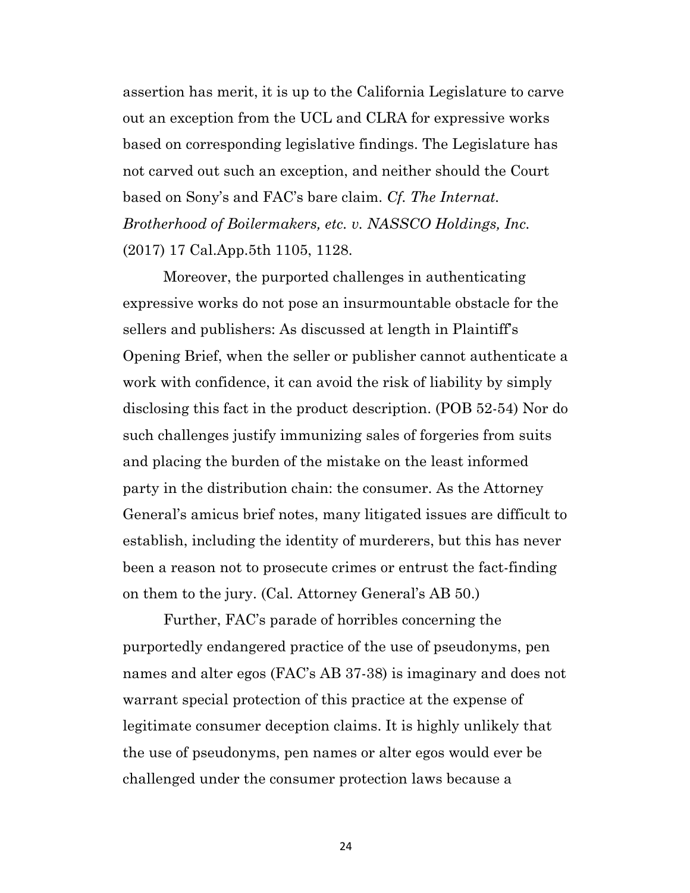assertion has merit, it is up to the California Legislature to carve out an exception from the UCL and CLRA for expressive works based on corresponding legislative findings. The Legislature has not carved out such an exception, and neither should the Court based on Sony's and FAC's bare claim. *Cf. The Internat. Brotherhood of Boilermakers, etc. v. NASSCO Holdings, Inc.* (2017) 17 Cal.App.5th 1105, 1128.

Moreover, the purported challenges in authenticating expressive works do not pose an insurmountable obstacle for the sellers and publishers: As discussed at length in Plaintiff's Opening Brief, when the seller or publisher cannot authenticate a work with confidence, it can avoid the risk of liability by simply disclosing this fact in the product description. (POB 52-54) Nor do such challenges justify immunizing sales of forgeries from suits and placing the burden of the mistake on the least informed party in the distribution chain: the consumer. As the Attorney General's amicus brief notes, many litigated issues are difficult to establish, including the identity of murderers, but this has never been a reason not to prosecute crimes or entrust the fact-finding on them to the jury. (Cal. Attorney General's AB 50.)

Further, FAC's parade of horribles concerning the purportedly endangered practice of the use of pseudonyms, pen names and alter egos (FAC's AB 37-38) is imaginary and does not warrant special protection of this practice at the expense of legitimate consumer deception claims. It is highly unlikely that the use of pseudonyms, pen names or alter egos would ever be challenged under the consumer protection laws because a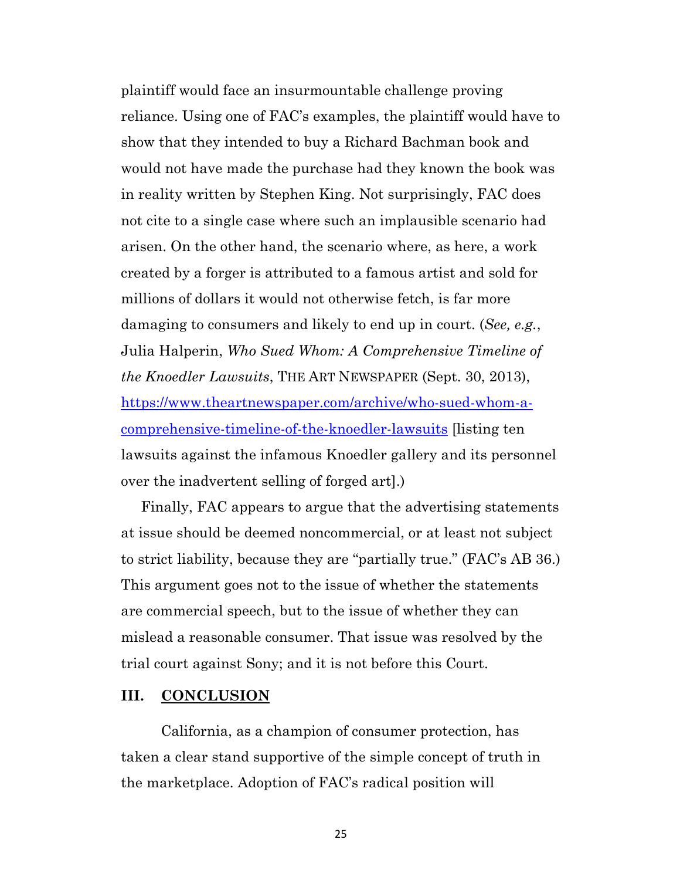plaintiff would face an insurmountable challenge proving reliance. Using one of FAC's examples, the plaintiff would have to show that they intended to buy a Richard Bachman book and would not have made the purchase had they known the book was in reality written by Stephen King. Not surprisingly, FAC does not cite to a single case where such an implausible scenario had arisen. On the other hand, the scenario where, as here, a work created by a forger is attributed to a famous artist and sold for millions of dollars it would not otherwise fetch, is far more damaging to consumers and likely to end up in court. (*See, e.g.*, Julia Halperin, *Who Sued Whom: A Comprehensive Timeline of the Knoedler Lawsuits*, THE ART NEWSPAPER (Sept. 30, 2013), [https://www.theartnewspaper.com/archive/who-sued-whom-a-comprehensive-timeline-of-the-knoedler-lawsuits](https://www.theartnewspaper.com/archive/who-sued-whom-a-comprehensive-timeline-of-the-knoedler-lawsuits) [listing ten lawsuits against the infamous Knoedler gallery and its personnel over the inadvertent selling of forged art].)

Finally, FAC appears to argue that the advertising statements at issue should be deemed noncommercial, or at least not subject to strict liability, because they are "partially true." (FAC's AB 36.) This argument goes not to the issue of whether the statements are commercial speech, but to the issue of whether they can mislead a reasonable consumer. That issue was resolved by the trial court against Sony; and it is not before this Court.

## III. <u>CONCLUSION</u>

California, as a champion of consumer protection, has taken a clear stand supportive of the simple concept of truth in the marketplace. Adoption of FAC's radical position will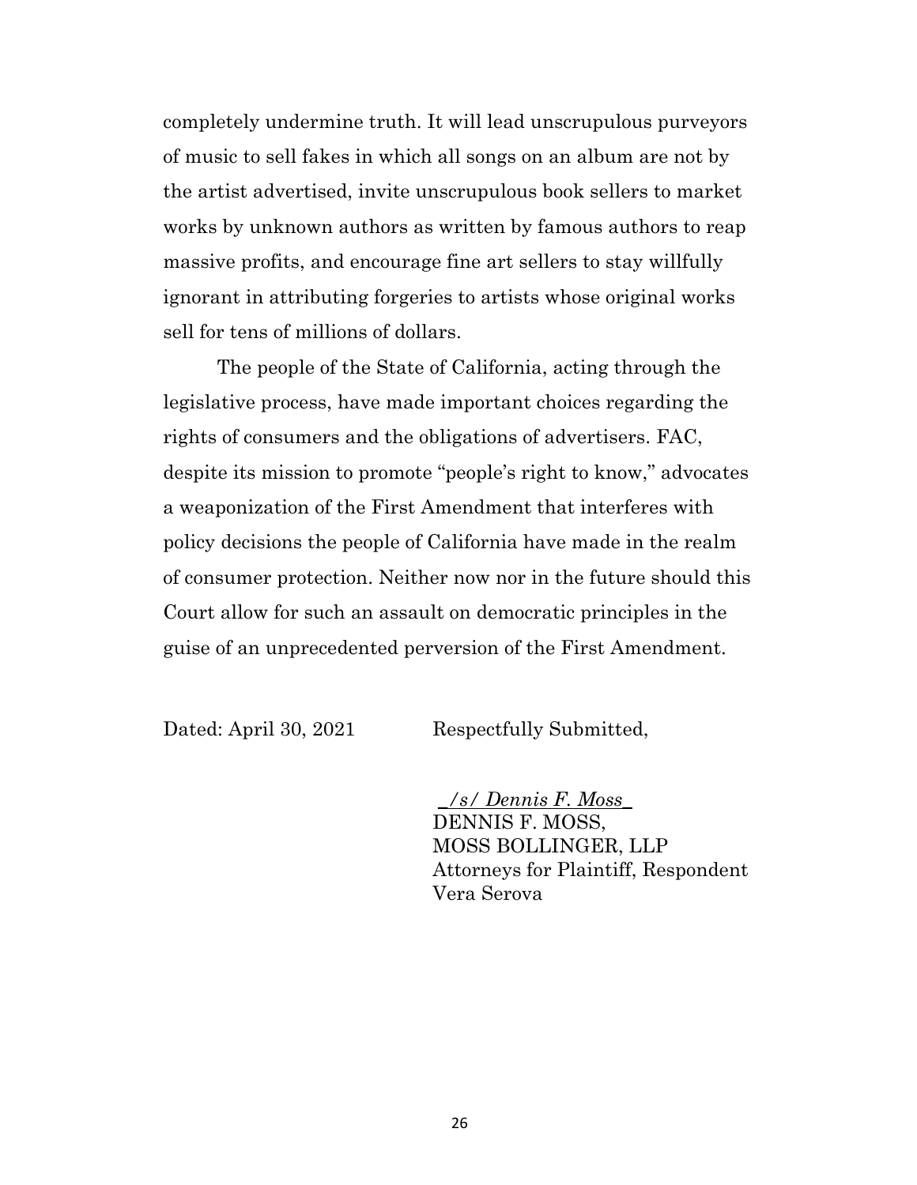completely undermine truth. It will lead unscrupulous purveyors of music to sell fakes in which all songs on an album are not by the artist advertised, invite unscrupulous book sellers to market works by unknown authors as written by famous authors to reap massive profits, and encourage fine art sellers to stay willfully ignorant in attributing forgeries to artists whose original works sell for tens of millions of dollars.

The people of the State of California, acting through the legislative process, have made important choices regarding the rights of consumers and the obligations of advertisers. FAC, despite its mission to promote "people's right to know," advocates a weaponization of the First Amendment that interferes with policy decisions the people of California have made in the realm of consumer protection. Neither now nor in the future should this Court allow for such an assault on democratic principles in the guise of an unprecedented perversion of the First Amendment.

Dated: April 30, 2021 Respectfully Submitted,

*/s/ Dennis F. Moss*
DENNIS F. MOSS,
MOSS BOLLINGER, LLP
Attorneys for Plaintiff, Respondent
Vera Serova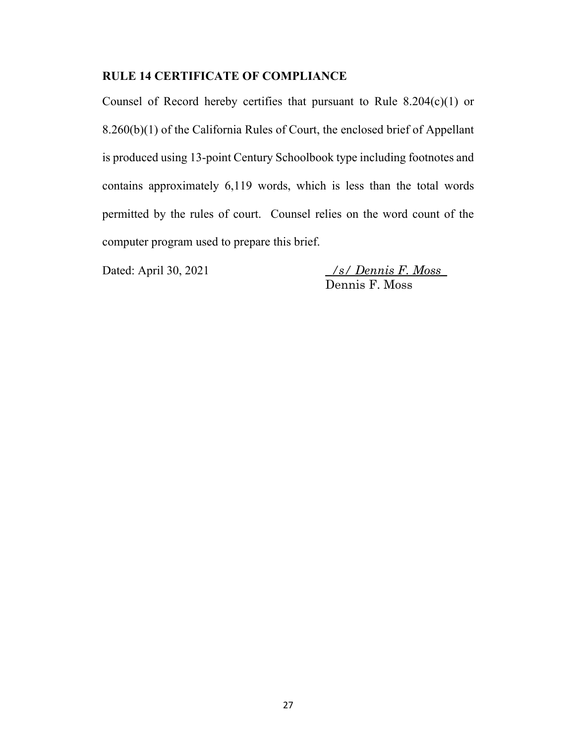**RULE 14 CERTIFICATE OF COMPLIANCE**

Counsel of Record hereby certifies that pursuant to Rule 8.204(c)(1) or 8.260(b)(1) of the California Rules of Court, the enclosed brief of Appellant is produced using 13-point Century Schoolbook type including footnotes and contains approximately 6,119 words, which is less than the total words permitted by the rules of court. Counsel relies on the word count of the computer program used to prepare this brief.

Dated: April 30, 2021

*/s/ Dennis F. Moss*
Dennis F. Moss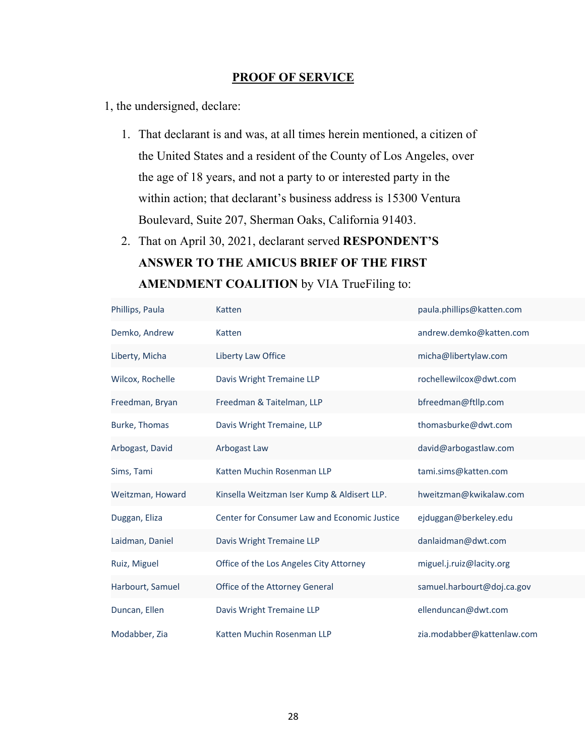## PROOF OF SERVICE

1, the undersigned, declare:

1. That declarant is and was, at all times herein mentioned, a citizen of the United States and a resident of the County of Los Angeles, over the age of 18 years, and not a party to or interested party in the within action; that declarant's business address is 15300 Ventura Boulevard, Suite 207, Sherman Oaks, California 91403.
2. That on April 30, 2021, declarant served **RESPONDENT'S ANSWER TO THE AMICUS BRIEF OF THE FIRST AMENDMENT COALITION** by VIA TrueFiling to:

| | | |
|---|---|---|
| Phillips, Paula | Katten | paula.phillips@katten.com |
| Demko, Andrew | Katten | andrew.demko@katten.com |
| Liberty, Micha | Liberty Law Office | micha@libertylaw.com |
| Wilcox, Rochelle | Davis Wright Tremaine LLP | rochellewilcox@dwt.com |
| Freedman, Bryan | Freedman & Taitelman, LLP | bfreedman@ftllp.com |
| Burke, Thomas | Davis Wright Tremaine, LLP | thomasburke@dwt.com |
| Arbogast, David | Arbogast Law | david@arbogastlaw.com |
| Sims, Tami | Katten Muchin Rosenman LLP | tami.sims@katten.com |
| Weitzman, Howard | Kinsella Weitzman Iser Kump & Aldisert LLP. | hweitzman@kwikalaw.com |
| Duggan, Eliza | Center for Consumer Law and Economic Justice | ejduggan@berkeley.edu |
| Laidman, Daniel | Davis Wright Tremaine LLP | danlaidman@dwt.com |
| Ruiz, Miguel | Office of the Los Angeles City Attorney | miguel.j.ruiz@lacity.org |
| Harbourt, Samuel | Office of the Attorney General | samuel.harbourt@doj.ca.gov |
| Duncan, Ellen | Davis Wright Tremaine LLP | ellenduncan@dwt.com |
| Modabber, Zia | Katten Muchin Rosenman LLP | zia.modabber@kattenlaw.com |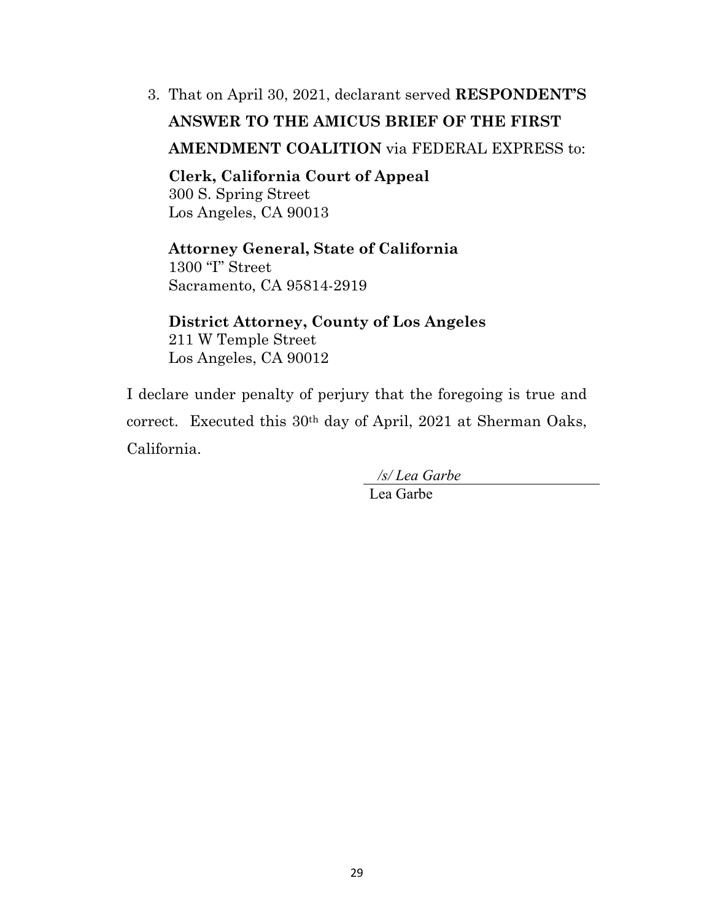3. That on April 30, 2021, declarant served **RESPONDENT'S ANSWER TO THE AMICUS BRIEF OF THE FIRST AMENDMENT COALITION** via FEDERAL EXPRESS to:

   **Clerk, California Court of Appeal**
   300 S. Spring Street
   Los Angeles, CA 90013

   **Attorney General, State of California**
   1300 "I" Street
   Sacramento, CA 95814-2919

   **District Attorney, County of Los Angeles**
   211 W Temple Street
   Los Angeles, CA 90012

I declare under penalty of perjury that the foregoing is true and correct. Executed this 30th day of April, 2021 at Sherman Oaks, California.

*/s/ Lea Garbe*
Lea Garbe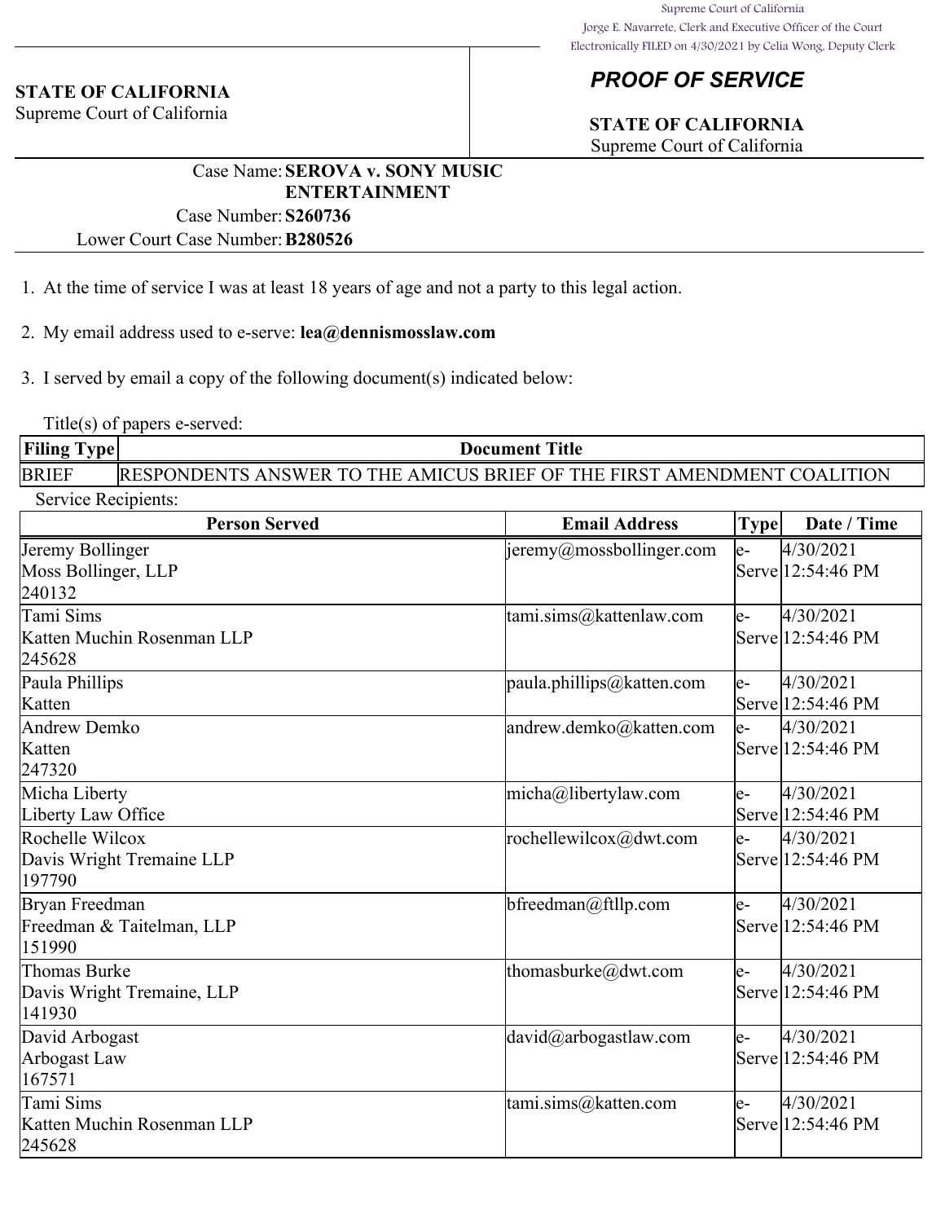Supreme Court of California
Jorge E. Navarrete, Clerk and Executive Officer of the Court
Electronically FILED on 4/30/2021 by Celia Wong, Deputy Clerk

**STATE OF CALIFORNIA**
Supreme Court of California

## *PROOF OF SERVICE*

**STATE OF CALIFORNIA**
Supreme Court of California

Case Name: **SEROVA v. SONY MUSIC ENTERTAINMENT**
Case Number: **S260736**
Lower Court Case Number: **B280526**

1. At the time of service I was at least 18 years of age and not a party to this legal action.

2. My email address used to e-serve: **lea@dennismosslaw.com**

3. I served by email a copy of the following document(s) indicated below:

Title(s) of papers e-served:

| Filing Type | Document Title |
| --- | --- |
| BRIEF | RESPONDENTS ANSWER TO THE AMICUS BRIEF OF THE FIRST AMENDMENT COALITION |

Service Recipients:

| Person Served | Email Address | Type | Date / Time |
| --- | --- | --- | --- |
| Jeremy Bollinger<br>Moss Bollinger, LLP<br>240132 | jeremy@mossbollinger.com | e-Serve | 4/30/2021 12:54:46 PM |
| Tami Sims<br>Katten Muchin Rosenman LLP<br>245628 | tami.sims@kattenlaw.com | e-Serve | 4/30/2021 12:54:46 PM |
| Paula Phillips<br>Katten | paula.phillips@katten.com | e-Serve | 4/30/2021 12:54:46 PM |
| Andrew Demko<br>Katten<br>247320 | andrew.demko@katten.com | e-Serve | 4/30/2021 12:54:46 PM |
| Micha Liberty<br>Liberty Law Office | micha@libertylaw.com | e-Serve | 4/30/2021 12:54:46 PM |
| Rochelle Wilcox<br>Davis Wright Tremaine LLP<br>197790 | rochellewilcox@dwt.com | e-Serve | 4/30/2021 12:54:46 PM |
| Bryan Freedman<br>Freedman & Taitelman, LLP<br>151990 | bfreedman@ftllp.com | e-Serve | 4/30/2021 12:54:46 PM |
| Thomas Burke<br>Davis Wright Tremaine, LLP<br>141930 | thomasburke@dwt.com | e-Serve | 4/30/2021 12:54:46 PM |
| David Arbogast<br>Arbogast Law<br>167571 | david@arbogastlaw.com | e-Serve | 4/30/2021 12:54:46 PM |
| Tami Sims<br>Katten Muchin Rosenman LLP<br>245628 | tami.sims@katten.com | e-Serve | 4/30/2021 12:54:46 PM |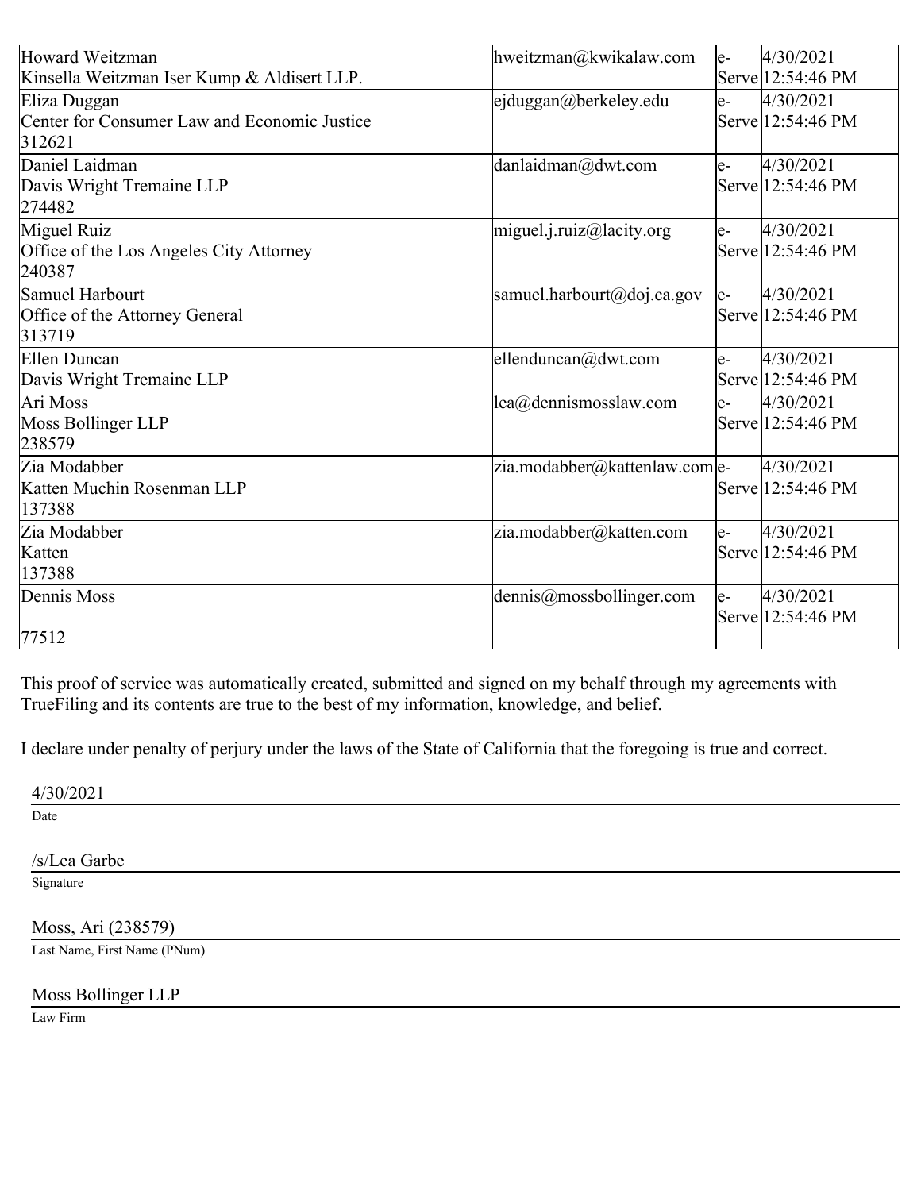| | | | |
|---|---|---|---|
| Howard Weitzman<br>Kinsella Weitzman Iser Kump & Aldisert LLP. | hweitzman@kwikalaw.com | e-Serve | 4/30/2021 12:54:46 PM |
| Eliza Duggan<br>Center for Consumer Law and Economic Justice<br>312621 | ejduggan@berkeley.edu | e-Serve | 4/30/2021 12:54:46 PM |
| Daniel Laidman<br>Davis Wright Tremaine LLP<br>274482 | danlaidman@dwt.com | e-Serve | 4/30/2021 12:54:46 PM |
| Miguel Ruiz<br>Office of the Los Angeles City Attorney<br>240387 | miguel.j.ruiz@lacity.org | e-Serve | 4/30/2021 12:54:46 PM |
| Samuel Harbourt<br>Office of the Attorney General<br>313719 | samuel.harbourt@doj.ca.gov | e-Serve | 4/30/2021 12:54:46 PM |
| Ellen Duncan<br>Davis Wright Tremaine LLP | ellenduncan@dwt.com | e-Serve | 4/30/2021 12:54:46 PM |
| Ari Moss<br>Moss Bollinger LLP<br>238579 | lea@dennismosslaw.com | e-Serve | 4/30/2021 12:54:46 PM |
| Zia Modabber<br>Katten Muchin Rosenman LLP<br>137388 | zia.modabber@kattenlaw.com | e-Serve | 4/30/2021 12:54:46 PM |
| Zia Modabber<br>Katten<br>137388 | zia.modabber@katten.com | e-Serve | 4/30/2021 12:54:46 PM |
| Dennis Moss<br><br>77512 | dennis@mossbollinger.com | e-Serve | 4/30/2021 12:54:46 PM |

This proof of service was automatically created, submitted and signed on my behalf through my agreements with TrueFiling and its contents are true to the best of my information, knowledge, and belief.

I declare under penalty of perjury under the laws of the State of California that the foregoing is true and correct.

4/30/2021
Date

/s/Lea Garbe
Signature

Moss, Ari (238579)
Last Name, First Name (PNum)

Moss Bollinger LLP
Law Firm